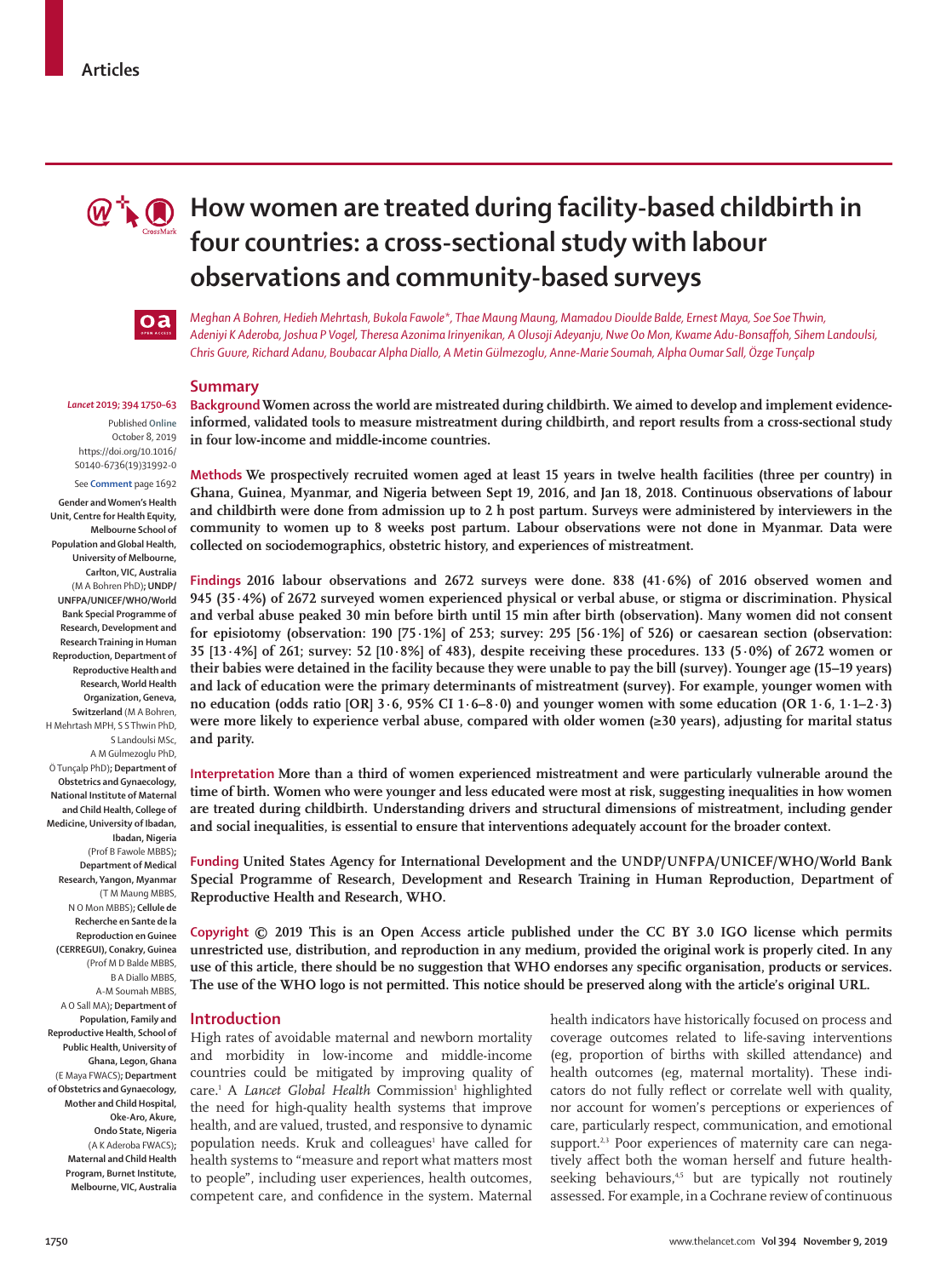Articles

# How women are treated during facility-based childbirth in four countries: a cross-sectional study with labour observations and community-based surveys

*Meghan A Bohren, Hedieh Mehrtash, Bukola Fawole\*, Thae Maung Maung, Mamadou Dioulde Balde, Ernest Maya, Soe Soe Thwin, Adeniyi K Aderoba, Joshua P Vogel, Theresa Azonima Irinyenikan, A Olusoji Adeyanju, Nwe Oo Mon, Kwame Adu-Bonsaffoh, Sihem Landoulsi, Chris Guure, Richard Adanu, Boubacar Alpha Diallo, A Metin Gülmezoglu, Anne-Marie Soumah, Alpha Oumar Sall, Özge Tunçalp*

*Lancet* 2019; 394 1750–63

Published Online October 8, 2019 https://doi.org/10.1016/S0140-6736(19)31992-0

See **Comment** page 1692

**Gender and Women's Health Unit, Centre for Health Equity, Melbourne School of Population and Global Health, University of Melbourne, Carlton, VIC, Australia** (M A Bohren PhD)**; UNDP/UNFPA/UNICEF/WHO/World Bank Special Programme of Research, Development and Research Training in Human Reproduction, Department of Reproductive Health and Research, World Health Organization, Geneva, Switzerland** (M A Bohren, H Mehrtash MPH, S S Thwin PhD, S Landoulsi MSc, A M Gülmezoglu PhD, Ö Tunçalp PhD)**; Department of Obstetrics and Gynaecology, National Institute of Maternal and Child Health, College of Medicine, University of Ibadan, Ibadan, Nigeria** (Prof B Fawole MBBS)**; Department of Medical Research, Yangon, Myanmar** (T M Maung MBBS, N O Mon MBBS)**; Cellule de Recherche en Sante de la Reproduction en Guinee (CERREGUI), Conakry, Guinea** (Prof M D Balde MBBS, B A Diallo MBBS, A-M Soumah MBBS, A O Sall MA)**; Department of Population, Family and Reproductive Health, School of Public Health, University of Ghana, Legon, Ghana** (E Maya FWACS)**; Department of Obstetrics and Gynaecology, Mother and Child Hospital, Oke-Aro, Akure, Ondo State, Nigeria** (A K Aderoba FWACS)**; Maternal and Child Health Program, Burnet Institute, Melbourne, VIC, Australia**

## Summary

**Background Women across the world are mistreated during childbirth. We aimed to develop and implement evidence-informed, validated tools to measure mistreatment during childbirth, and report results from a cross-sectional study in four low-income and middle-income countries.**

**Methods We prospectively recruited women aged at least 15 years in twelve health facilities (three per country) in Ghana, Guinea, Myanmar, and Nigeria between Sept 19, 2016, and Jan 18, 2018. Continuous observations of labour and childbirth were done from admission up to 2 h post partum. Surveys were administered by interviewers in the community to women up to 8 weeks post partum. Labour observations were not done in Myanmar. Data were collected on sociodemographics, obstetric history, and experiences of mistreatment.**

**Findings 2016 labour observations and 2672 surveys were done. 838 (41·6%) of 2016 observed women and 945 (35·4%) of 2672 surveyed women experienced physical or verbal abuse, or stigma or discrimination. Physical and verbal abuse peaked 30 min before birth until 15 min after birth (observation). Many women did not consent for episiotomy (observation: 190 [75·1%] of 253; survey: 295 [56·1%] of 526) or caesarean section (observation: 35 [13·4%] of 261; survey: 52 [10·8%] of 483), despite receiving these procedures. 133 (5·0%) of 2672 women or their babies were detained in the facility because they were unable to pay the bill (survey). Younger age (15–19 years) and lack of education were the primary determinants of mistreatment (survey). For example, younger women with no education (odds ratio [OR] 3·6, 95% CI 1·6–8·0) and younger women with some education (OR 1·6, 1·1–2·3) were more likely to experience verbal abuse, compared with older women (≥30 years), adjusting for marital status and parity.**

**Interpretation More than a third of women experienced mistreatment and were particularly vulnerable around the time of birth. Women who were younger and less educated were most at risk, suggesting inequalities in how women are treated during childbirth. Understanding drivers and structural dimensions of mistreatment, including gender and social inequalities, is essential to ensure that interventions adequately account for the broader context.**

**Funding United States Agency for International Development and the UNDP/UNFPA/UNICEF/WHO/World Bank Special Programme of Research, Development and Research Training in Human Reproduction, Department of Reproductive Health and Research, WHO.**

**Copyright © 2019 This is an Open Access article published under the CC BY 3.0 IGO license which permits unrestricted use, distribution, and reproduction in any medium, provided the original work is properly cited. In any use of this article, there should be no suggestion that WHO endorses any specific organisation, products or services. The use of the WHO logo is not permitted. This notice should be preserved along with the article's original URL.**

## Introduction

High rates of avoidable maternal and newborn mortality and morbidity in low-income and middle-income countries could be mitigated by improving quality of care.[1] A *Lancet Global Health* Commission[1] highlighted the need for high-quality health systems that improve health, and are valued, trusted, and responsive to dynamic population needs. Kruk and colleagues[1] have called for health systems to "measure and report what matters most to people", including user experiences, health outcomes, competent care, and confidence in the system. Maternal health indicators have historically focused on process and coverage outcomes related to life-saving interventions (eg, proportion of births with skilled attendance) and health outcomes (eg, maternal mortality). These indicators do not fully reflect or correlate well with quality, nor account for women's perceptions or experiences of care, particularly respect, communication, and emotional support.[2,3] Poor experiences of maternity care can negatively affect both the woman herself and future health-seeking behaviours,[4,5] but are typically not routinely assessed. For example, in a Cochrane review of continuous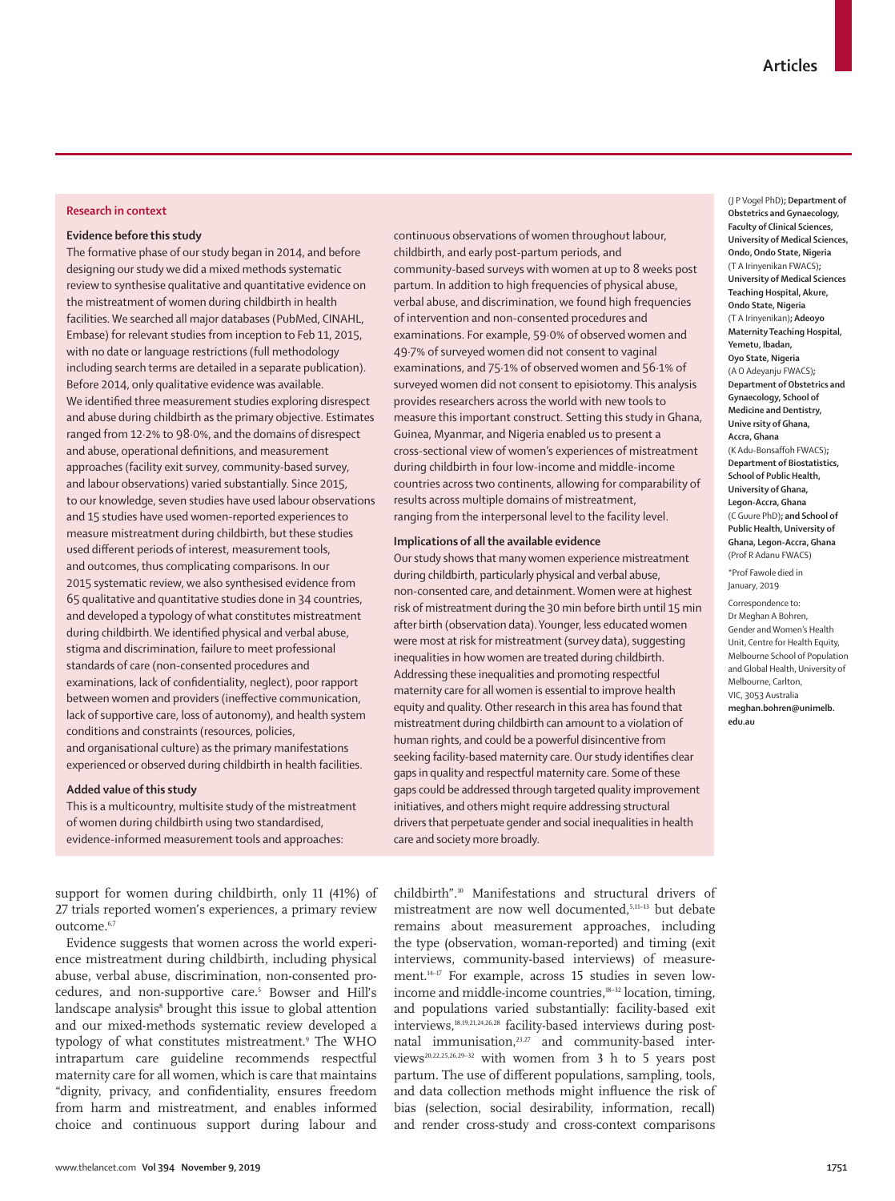## Research in context

### Evidence before this study

The formative phase of our study began in 2014, and before designing our study we did a mixed methods systematic review to synthesise qualitative and quantitative evidence on the mistreatment of women during childbirth in health facilities. We searched all major databases (PubMed, CINAHL, Embase) for relevant studies from inception to Feb 11, 2015, with no date or language restrictions (full methodology including search terms are detailed in a separate publication). Before 2014, only qualitative evidence was available. We identified three measurement studies exploring disrespect and abuse during childbirth as the primary objective. Estimates ranged from 12·2% to 98·0%, and the domains of disrespect and abuse, operational definitions, and measurement approaches (facility exit survey, community-based survey, and labour observations) varied substantially. Since 2015, to our knowledge, seven studies have used labour observations and 15 studies have used women-reported experiences to measure mistreatment during childbirth, but these studies used different periods of interest, measurement tools, and outcomes, thus complicating comparisons. In our 2015 systematic review, we also synthesised evidence from 65 qualitative and quantitative studies done in 34 countries, and developed a typology of what constitutes mistreatment during childbirth. We identified physical and verbal abuse, stigma and discrimination, failure to meet professional standards of care (non-consented procedures and examinations, lack of confidentiality, neglect), poor rapport between women and providers (ineffective communication, lack of supportive care, loss of autonomy), and health system conditions and constraints (resources, policies, and organisational culture) as the primary manifestations experienced or observed during childbirth in health facilities.

### Added value of this study

This is a multicountry, multisite study of the mistreatment of women during childbirth using two standardised, evidence-informed measurement tools and approaches: continuous observations of women throughout labour, childbirth, and early post-partum periods, and community-based surveys with women at up to 8 weeks post partum. In addition to high frequencies of physical abuse, verbal abuse, and discrimination, we found high frequencies of intervention and non-consented procedures and examinations. For example, 59·0% of observed women and 49·7% of surveyed women did not consent to vaginal examinations, and 75·1% of observed women and 56·1% of surveyed women did not consent to episiotomy. This analysis provides researchers across the world with new tools to measure this important construct. Setting this study in Ghana, Guinea, Myanmar, and Nigeria enabled us to present a cross-sectional view of women's experiences of mistreatment during childbirth in four low-income and middle-income countries across two continents, allowing for comparability of results across multiple domains of mistreatment, ranging from the interpersonal level to the facility level.

### Implications of all the available evidence

Our study shows that many women experience mistreatment during childbirth, particularly physical and verbal abuse, non-consented care, and detainment. Women were at highest risk of mistreatment during the 30 min before birth until 15 min after birth (observation data). Younger, less educated women were most at risk for mistreatment (survey data), suggesting inequalities in how women are treated during childbirth. Addressing these inequalities and promoting respectful maternity care for all women is essential to improve health equity and quality. Other research in this area has found that mistreatment during childbirth can amount to a violation of human rights, and could be a powerful disincentive from seeking facility-based maternity care. Our study identifies clear gaps in quality and respectful maternity care. Some of these gaps could be addressed through targeted quality improvement initiatives, and others might require addressing structural drivers that perpetuate gender and social inequalities in health care and society more broadly.

support for women during childbirth, only 11 (41%) of 27 trials reported women's experiences, a primary review outcome.[6,7]

Evidence suggests that women across the world experience mistreatment during childbirth, including physical abuse, verbal abuse, discrimination, non-consented procedures, and non-supportive care.[5] Bowser and Hill's landscape analysis[8] brought this issue to global attention and our mixed-methods systematic review developed a typology of what constitutes mistreatment.[9] The WHO intrapartum care guideline recommends respectful maternity care for all women, which is care that maintains "dignity, privacy, and confidentiality, ensures freedom from harm and mistreatment, and enables informed choice and continuous support during labour and childbirth".[10] Manifestations and structural drivers of mistreatment are now well documented,[5,11–13] but debate remains about measurement approaches, including the type (observation, woman-reported) and timing (exit interviews, community-based interviews) of measurement.[14–17] For example, across 15 studies in seven low-income and middle-income countries,[18–32] location, timing, and populations varied substantially: facility-based exit interviews,[18,19,21,24,26,28] facility-based interviews during postnatal immunisation,[23,27] and community-based interviews[20,22,25,26,29–32] with women from 3 h to 5 years post partum. The use of different populations, sampling, tools, and data collection methods might influence the risk of bias (selection, social desirability, information, recall) and render cross-study and cross-context comparisons

(J P Vogel PhD); **Department of Obstetrics and Gynaecology, Faculty of Clinical Sciences, University of Medical Sciences, Ondo, Ondo State, Nigeria** (T A Irinyenikan FWACS); **University of Medical Sciences Teaching Hospital, Akure, Ondo State, Nigeria** (T A Irinyenikan); **Adeoyo Maternity Teaching Hospital, Yemetu, Ibadan, Oyo State, Nigeria** (A O Adeyanju FWACS); **Department of Obstetrics and Gynaecology, School of Medicine and Dentistry, University of Ghana, Accra, Ghana** (K Adu-Bonsaffoh FWACS); **Department of Biostatistics, School of Public Health, University of Ghana, Legon-Accra, Ghana** (C Guure PhD); **and School of Public Health, University of Ghana, Legon-Accra, Ghana** (Prof R Adanu FWACS)

*Prof Fawole died in January, 2019

Correspondence to: Dr Meghan A Bohren, Gender and Women's Health Unit, Centre for Health Equity, Melbourne School of Population and Global Health, University of Melbourne, Carlton, VIC, 3053 Australia **meghan.bohren@unimelb.edu.au**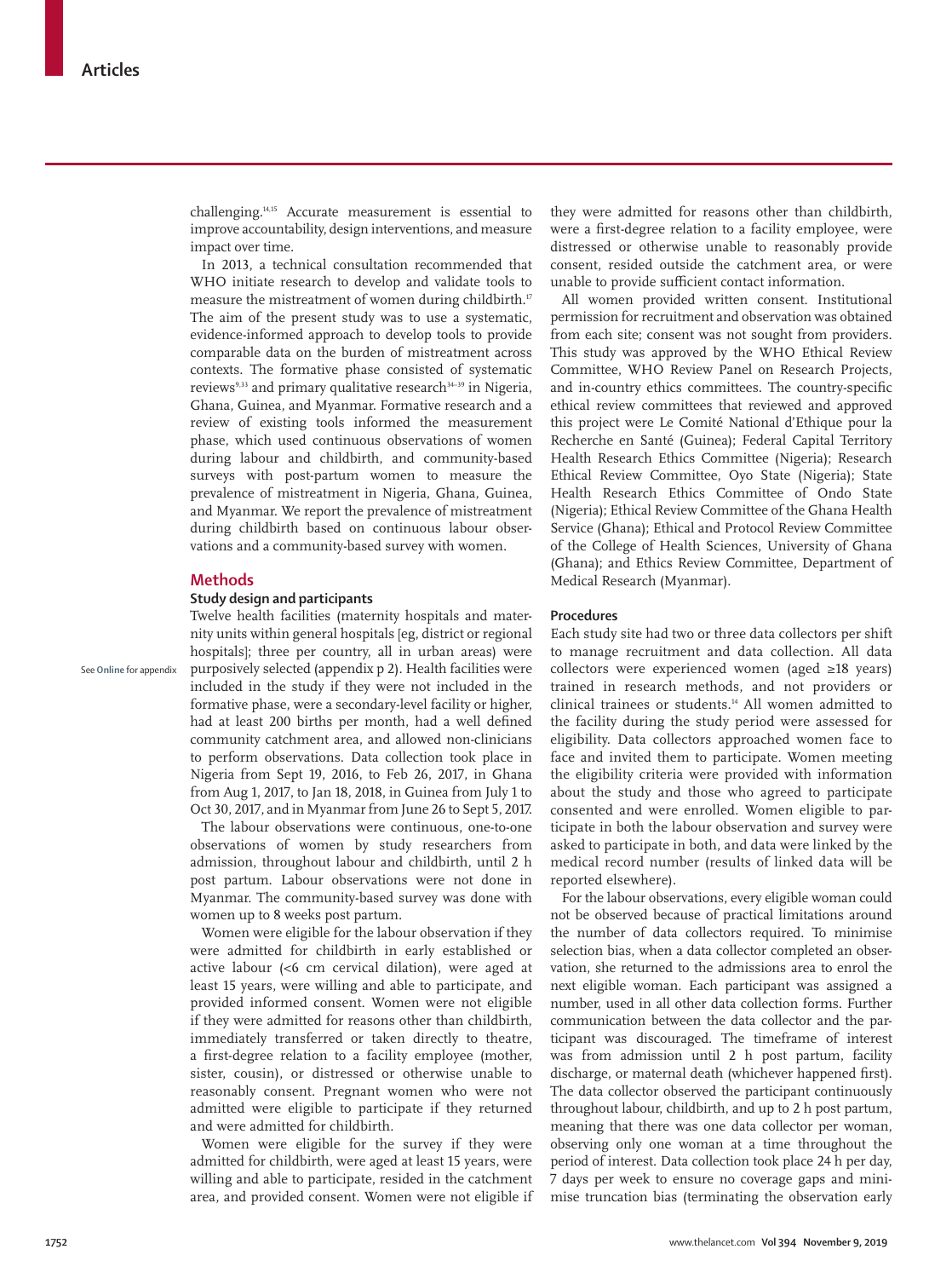challenging.[14,15] Accurate measurement is essential to improve accountability, design interventions, and measure impact over time.

In 2013, a technical consultation recommended that WHO initiate research to develop and validate tools to measure the mistreatment of women during childbirth.[17] The aim of the present study was to use a systematic, evidence-informed approach to develop tools to provide comparable data on the burden of mistreatment across contexts. The formative phase consisted of systematic reviews[9,33] and primary qualitative research[34–39] in Nigeria, Ghana, Guinea, and Myanmar. Formative research and a review of existing tools informed the measurement phase, which used continuous observations of women during labour and childbirth, and community-based surveys with post-partum women to measure the prevalence of mistreatment in Nigeria, Ghana, Guinea, and Myanmar. We report the prevalence of mistreatment during childbirth based on continuous labour observations and a community-based survey with women.

## Methods

### Study design and participants

Twelve health facilities (maternity hospitals and maternity units within general hospitals [eg, district or regional hospitals]; three per country, all in urban areas) were purposively selected (appendix p 2). Health facilities were included in the study if they were not included in the formative phase, were a secondary-level facility or higher, had at least 200 births per month, had a well defined community catchment area, and allowed non-clinicians to perform observations. Data collection took place in Nigeria from Sept 19, 2016, to Feb 26, 2017, in Ghana from Aug 1, 2017, to Jan 18, 2018, in Guinea from July 1 to Oct 30, 2017, and in Myanmar from June 26 to Sept 5, 2017.

See Online for appendix

The labour observations were continuous, one-to-one observations of women by study researchers from admission, throughout labour and childbirth, until 2 h post partum. Labour observations were not done in Myanmar. The community-based survey was done with women up to 8 weeks post partum.

Women were eligible for the labour observation if they were admitted for childbirth in early established or active labour (<6 cm cervical dilation), were aged at least 15 years, were willing and able to participate, and provided informed consent. Women were not eligible if they were admitted for reasons other than childbirth, immediately transferred or taken directly to theatre, a first-degree relation to a facility employee (mother, sister, cousin), or distressed or otherwise unable to reasonably consent. Pregnant women who were not admitted were eligible to participate if they returned and were admitted for childbirth.

Women were eligible for the survey if they were admitted for childbirth, were aged at least 15 years, were willing and able to participate, resided in the catchment area, and provided consent. Women were not eligible if they were admitted for reasons other than childbirth, were a first-degree relation to a facility employee, were distressed or otherwise unable to reasonably provide consent, resided outside the catchment area, or were unable to provide sufficient contact information.

All women provided written consent. Institutional permission for recruitment and observation was obtained from each site; consent was not sought from providers. This study was approved by the WHO Ethical Review Committee, WHO Review Panel on Research Projects, and in-country ethics committees. The country-specific ethical review committees that reviewed and approved this project were Le Comité National d'Ethique pour la Recherche en Santé (Guinea); Federal Capital Territory Health Research Ethics Committee (Nigeria); Research Ethical Review Committee, Oyo State (Nigeria); State Health Research Ethics Committee of Ondo State (Nigeria); Ethical Review Committee of the Ghana Health Service (Ghana); Ethical and Protocol Review Committee of the College of Health Sciences, University of Ghana (Ghana); and Ethics Review Committee, Department of Medical Research (Myanmar).

### Procedures

Each study site had two or three data collectors per shift to manage recruitment and data collection. All data collectors were experienced women (aged ≥18 years) trained in research methods, and not providers or clinical trainees or students.[14] All women admitted to the facility during the study period were assessed for eligibility. Data collectors approached women face to face and invited them to participate. Women meeting the eligibility criteria were provided with information about the study and those who agreed to participate consented and were enrolled. Women eligible to participate in both the labour observation and survey were asked to participate in both, and data were linked by the medical record number (results of linked data will be reported elsewhere).

For the labour observations, every eligible woman could not be observed because of practical limitations around the number of data collectors required. To minimise selection bias, when a data collector completed an observation, she returned to the admissions area to enrol the next eligible woman. Each participant was assigned a number, used in all other data collection forms. Further communication between the data collector and the participant was discouraged. The timeframe of interest was from admission until 2 h post partum, facility discharge, or maternal death (whichever happened first). The data collector observed the participant continuously throughout labour, childbirth, and up to 2 h post partum, meaning that there was one data collector per woman, observing only one woman at a time throughout the period of interest. Data collection took place 24 h per day, 7 days per week to ensure no coverage gaps and minimise truncation bias (terminating the observation early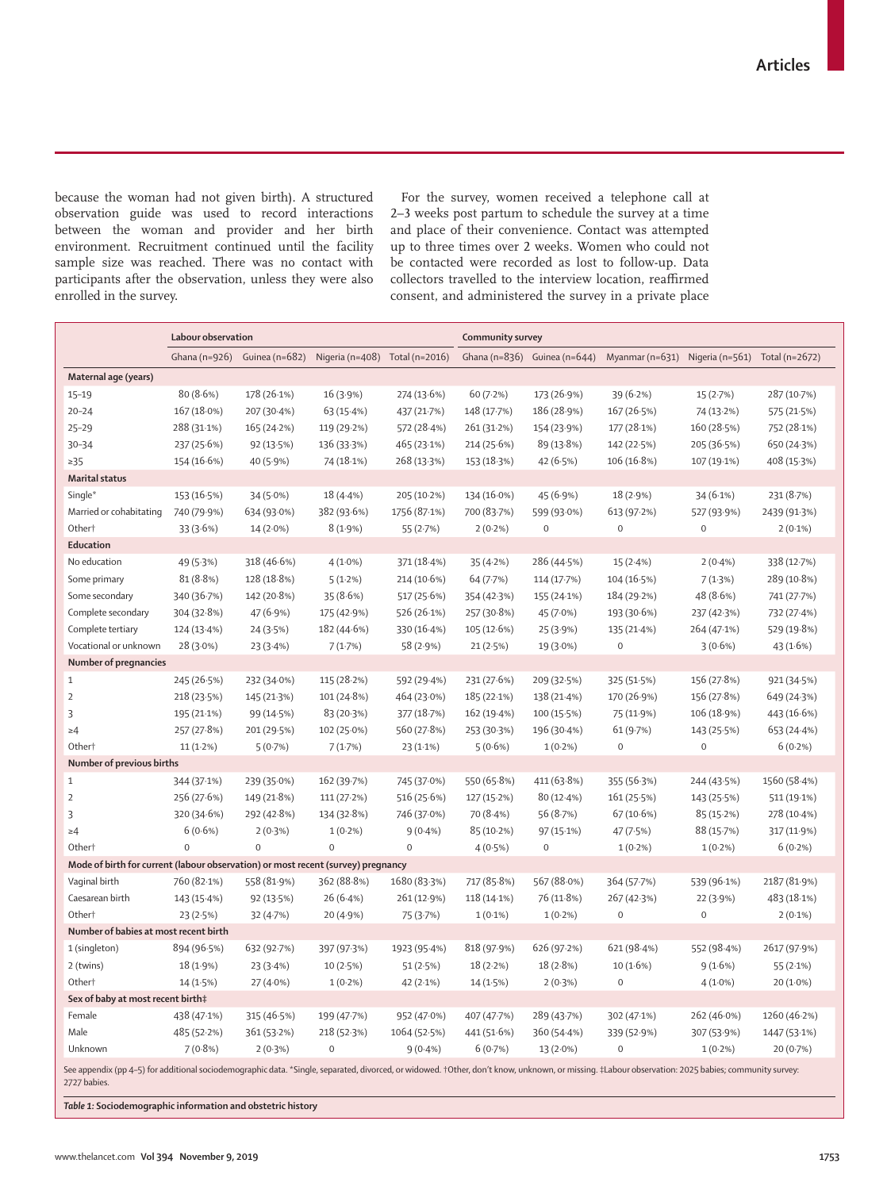because the woman had not given birth). A structured observation guide was used to record interactions between the woman and provider and her birth environment. Recruitment continued until the facility sample size was reached. There was no contact with participants after the observation, unless they were also enrolled in the survey.

For the survey, women received a telephone call at 2–3 weeks post partum to schedule the survey at a time and place of their convenience. Contact was attempted up to three times over 2 weeks. Women who could not be contacted were recorded as lost to follow-up. Data collectors travelled to the interview location, reaffirmed consent, and administered the survey in a private place

| | Labour observation | | | | Community survey | | | | |
|---|---|---|---|---|---|---|---|---|---|
| | Ghana (n=926) | Guinea (n=682) | Nigeria (n=408) | Total (n=2016) | Ghana (n=836) | Guinea (n=644) | Myanmar (n=631) | Nigeria (n=561) | Total (n=2672) |
| **Maternal age (years)** | | | | | | | | | |
| 15–19 | 80 (8·6%) | 178 (26·1%) | 16 (3·9%) | 274 (13·6%) | 60 (7·2%) | 173 (26·9%) | 39 (6·2%) | 15 (2·7%) | 287 (10·7%) |
| 20–24 | 167 (18·0%) | 207 (30·4%) | 63 (15·4%) | 437 (21·7%) | 148 (17·7%) | 186 (28·9%) | 167 (26·5%) | 74 (13·2%) | 575 (21·5%) |
| 25–29 | 288 (31·1%) | 165 (24·2%) | 119 (29·2%) | 572 (28·4%) | 261 (31·2%) | 154 (23·9%) | 177 (28·1%) | 160 (28·5%) | 752 (28·1%) |
| 30–34 | 237 (25·6%) | 92 (13·5%) | 136 (33·3%) | 465 (23·1%) | 214 (25·6%) | 89 (13·8%) | 142 (22·5%) | 205 (36·5%) | 650 (24·3%) |
| ≥35 | 154 (16·6%) | 40 (5·9%) | 74 (18·1%) | 268 (13·3%) | 153 (18·3%) | 42 (6·5%) | 106 (16·8%) | 107 (19·1%) | 408 (15·3%) |
| **Marital status** | | | | | | | | | |
| Single* | 153 (16·5%) | 34 (5·0%) | 18 (4·4%) | 205 (10·2%) | 134 (16·0%) | 45 (6·9%) | 18 (2·9%) | 34 (6·1%) | 231 (8·7%) |
| Married or cohabitating | 740 (79·9%) | 634 (93·0%) | 382 (93·6%) | 1756 (87·1%) | 700 (83·7%) | 599 (93·0%) | 613 (97·2%) | 527 (93·9%) | 2439 (91·3%) |
| Other† | 33 (3·6%) | 14 (2·0%) | 8 (1·9%) | 55 (2·7%) | 2 (0·2%) | 0 | 0 | 0 | 2 (0·1%) |
| **Education** | | | | | | | | | |
| No education | 49 (5·3%) | 318 (46·6%) | 4 (1·0%) | 371 (18·4%) | 35 (4·2%) | 286 (44·5%) | 15 (2·4%) | 2 (0·4%) | 338 (12·7%) |
| Some primary | 81 (8·8%) | 128 (18·8%) | 5 (1·2%) | 214 (10·6%) | 64 (7·7%) | 114 (17·7%) | 104 (16·5%) | 7 (1·3%) | 289 (10·8%) |
| Some secondary | 340 (36·7%) | 142 (20·8%) | 35 (8·6%) | 517 (25·6%) | 354 (42·3%) | 155 (24·1%) | 184 (29·2%) | 48 (8·6%) | 741 (27·7%) |
| Complete secondary | 304 (32·8%) | 47 (6·9%) | 175 (42·9%) | 526 (26·1%) | 257 (30·8%) | 45 (7·0%) | 193 (30·6%) | 237 (42·3%) | 732 (27·4%) |
| Complete tertiary | 124 (13·4%) | 24 (3·5%) | 182 (44·6%) | 330 (16·4%) | 105 (12·6%) | 25 (3·9%) | 135 (21·4%) | 264 (47·1%) | 529 (19·8%) |
| Vocational or unknown | 28 (3·0%) | 23 (3·4%) | 7 (1·7%) | 58 (2·9%) | 21 (2·5%) | 19 (3·0%) | 0 | 3 (0·6%) | 43 (1·6%) |
| **Number of pregnancies** | | | | | | | | | |
| 1 | 245 (26·5%) | 232 (34·0%) | 115 (28·2%) | 592 (29·4%) | 231 (27·6%) | 209 (32·5%) | 325 (51·5%) | 156 (27·8%) | 921 (34·5%) |
| 2 | 218 (23·5%) | 145 (21·3%) | 101 (24·8%) | 464 (23·0%) | 185 (22·1%) | 138 (21·4%) | 170 (26·9%) | 156 (27·8%) | 649 (24·3%) |
| 3 | 195 (21·1%) | 99 (14·5%) | 83 (20·3%) | 377 (18·7%) | 162 (19·4%) | 100 (15·5%) | 75 (11·9%) | 106 (18·9%) | 443 (16·6%) |
| ≥4 | 257 (27·8%) | 201 (29·5%) | 102 (25·0%) | 560 (27·8%) | 253 (30·3%) | 196 (30·4%) | 61 (9·7%) | 143 (25·5%) | 653 (24·4%) |
| Other† | 11 (1·2%) | 5 (0·7%) | 7 (1·7%) | 23 (1·1%) | 5 (0·6%) | 1 (0·2%) | 0 | 0 | 6 (0·2%) |
| **Number of previous births** | | | | | | | | | |
| 1 | 344 (37·1%) | 239 (35·0%) | 162 (39·7%) | 745 (37·0%) | 550 (65·8%) | 411 (63·8%) | 355 (56·3%) | 244 (43·5%) | 1560 (58·4%) |
| 2 | 256 (27·6%) | 149 (21·8%) | 111 (27·2%) | 516 (25·6%) | 127 (15·2%) | 80 (12·4%) | 161 (25·5%) | 143 (25·5%) | 511 (19·1%) |
| 3 | 320 (34·6%) | 292 (42·8%) | 134 (32·8%) | 746 (37·0%) | 70 (8·4%) | 56 (8·7%) | 67 (10·6%) | 85 (15·2%) | 278 (10·4%) |
| ≥4 | 6 (0·6%) | 2 (0·3%) | 1 (0·2%) | 9 (0·4%) | 85 (10·2%) | 97 (15·1%) | 47 (7·5%) | 88 (15·7%) | 317 (11·9%) |
| Other† | 0 | 0 | 0 | 0 | 4 (0·5%) | 0 | 1 (0·2%) | 1 (0·2%) | 6 (0·2%) |
| **Mode of birth for current (labour observation) or most recent (survey) pregnancy** | | | | | | | | | |
| Vaginal birth | 760 (82·1%) | 558 (81·9%) | 362 (88·8%) | 1680 (83·3%) | 717 (85·8%) | 567 (88·0%) | 364 (57·7%) | 539 (96·1%) | 2187 (81·9%) |
| Caesarean birth | 143 (15·4%) | 92 (13·5%) | 26 (6·4%) | 261 (12·9%) | 118 (14·1%) | 76 (11·8%) | 267 (42·3%) | 22 (3·9%) | 483 (18·1%) |
| Other† | 23 (2·5%) | 32 (4·7%) | 20 (4·9%) | 75 (3·7%) | 1 (0·1%) | 1 (0·2%) | 0 | 0 | 2 (0·1%) |
| **Number of babies at most recent birth** | | | | | | | | | |
| 1 (singleton) | 894 (96·5%) | 632 (92·7%) | 397 (97·3%) | 1923 (95·4%) | 818 (97·9%) | 626 (97·2%) | 621 (98·4%) | 552 (98·4%) | 2617 (97·9%) |
| 2 (twins) | 18 (1·9%) | 23 (3·4%) | 10 (2·5%) | 51 (2·5%) | 18 (2·2%) | 18 (2·8%) | 10 (1·6%) | 9 (1·6%) | 55 (2·1%) |
| Other† | 14 (1·5%) | 27 (4·0%) | 1 (0·2%) | 42 (2·1%) | 14 (1·5%) | 2 (0·3%) | 0 | 4 (1·0%) | 20 (1·0%) |
| **Sex of baby at most recent birth‡** | | | | | | | | | |
| Female | 438 (47·1%) | 315 (46·5%) | 199 (47·7%) | 952 (47·0%) | 407 (47·7%) | 289 (43·7%) | 302 (47·1%) | 262 (46·0%) | 1260 (46·2%) |
| Male | 485 (52·2%) | 361 (53·2%) | 218 (52·3%) | 1064 (52·5%) | 441 (51·6%) | 360 (54·4%) | 339 (52·9%) | 307 (53·9%) | 1447 (53·1%) |
| Unknown | 7 (0·8%) | 2 (0·3%) | 0 | 9 (0·4%) | 6 (0·7%) | 13 (2·0%) | 0 | 1 (0·2%) | 20 (0·7%) |

See appendix (pp 4–5) for additional sociodemographic data. *Single, separated, divorced, or widowed. †Other, don't know, unknown, or missing. ‡Labour observation: 2025 babies; community survey: 2727 babies.

***Table 1:* Sociodemographic information and obstetric history**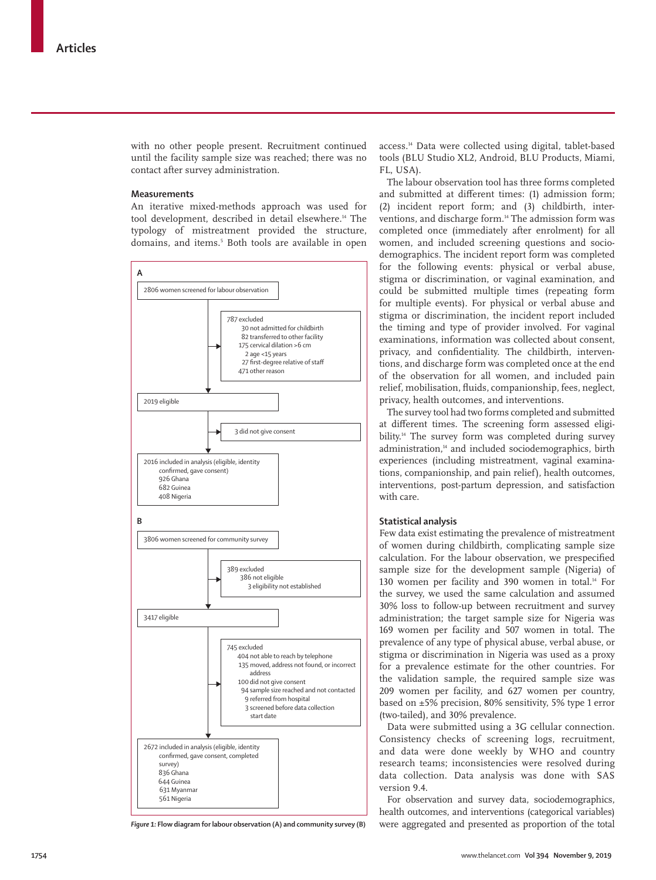with no other people present. Recruitment continued until the facility sample size was reached; there was no contact after survey administration.

### Measurements

An iterative mixed-methods approach was used for tool development, described in detail elsewhere.[14] The typology of mistreatment provided the structure, domains, and items.[5] Both tools are available in open access.[14] Data were collected using digital, tablet-based tools (BLU Studio XL2, Android, BLU Products, Miami, FL, USA).

The labour observation tool has three forms completed and submitted at different times: (1) admission form; (2) incident report form; and (3) childbirth, interventions, and discharge form.[14] The admission form was completed once (immediately after enrolment) for all women, and included screening questions and sociodemographics. The incident report form was completed for the following events: physical or verbal abuse, stigma or discrimination, or vaginal examination, and could be submitted multiple times (repeating form for multiple events). For physical or verbal abuse and stigma or discrimination, the incident report included the timing and type of provider involved. For vaginal examinations, information was collected about consent, privacy, and confidentiality. The childbirth, interventions, and discharge form was completed once at the end of the observation for all women, and included pain relief, mobilisation, fluids, companionship, fees, neglect, privacy, health outcomes, and interventions.

The survey tool had two forms completed and submitted at different times. The screening form assessed eligibility.[14] The survey form was completed during survey administration,[14] and included sociodemographics, birth experiences (including mistreatment, vaginal examinations, companionship, and pain relief), health outcomes, interventions, post-partum depression, and satisfaction with care.

A

2806 women screened for labour observation

→ 787 excluded
- 30 not admitted for childbirth
- 82 transferred to other facility
- 175 cervical dilation >6 cm
- 2 age <15 years
- 27 first-degree relative of staff
- 471 other reason

2019 eligible

→ 3 did not give consent

2016 included in analysis (eligible, identity confirmed, gave consent)
- 926 Ghana
- 682 Guinea
- 408 Nigeria

B

3806 women screened for community survey

→ 389 excluded
- 386 not eligible
- 3 eligibility not established

3417 eligible

→ 745 excluded
- 404 not able to reach by telephone
- 135 moved, address not found, or incorrect address
- 100 did not give consent
- 94 sample size reached and not contacted
- 9 referred from hospital
- 3 screened before data collection start date

2672 included in analysis (eligible, identity confirmed, gave consent, completed survey)
- 836 Ghana
- 644 Guinea
- 631 Myanmar
- 561 Nigeria

*Figure 1:* **Flow diagram for labour observation (A) and community survey (B)**

### Statistical analysis

Few data exist estimating the prevalence of mistreatment of women during childbirth, complicating sample size calculation. For the labour observation, we prespecified sample size for the development sample (Nigeria) of 130 women per facility and 390 women in total.[14] For the survey, we used the same calculation and assumed 30% loss to follow-up between recruitment and survey administration; the target sample size for Nigeria was 169 women per facility and 507 women in total. The prevalence of any type of physical abuse, verbal abuse, or stigma or discrimination in Nigeria was used as a proxy for a prevalence estimate for the other countries. For the validation sample, the required sample size was 209 women per facility, and 627 women per country, based on ±5% precision, 80% sensitivity, 5% type 1 error (two-tailed), and 30% prevalence.

Data were submitted using a 3G cellular connection. Consistency checks of screening logs, recruitment, and data were done weekly by WHO and country research teams; inconsistencies were resolved during data collection. Data analysis was done with SAS version 9.4.

For observation and survey data, sociodemographics, health outcomes, and interventions (categorical variables) were aggregated and presented as proportion of the total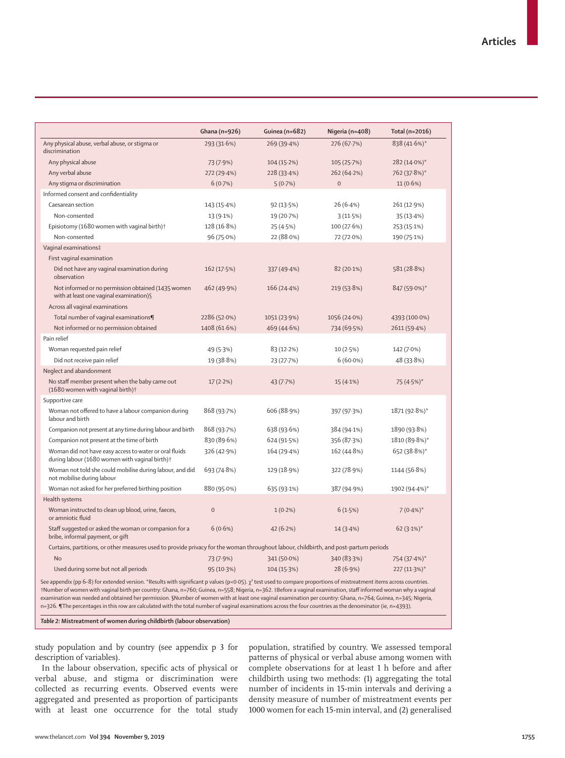| | Ghana (n=926) | Guinea (n=682) | Nigeria (n=408) | Total (n=2016) |
|---|---|---|---|---|
| Any physical abuse, verbal abuse, or stigma or discrimination | 293 (31·6%) | 269 (39·4%) | 276 (67·7%) | 838 (41·6%)* |
| Any physical abuse | 73 (7·9%) | 104 (15·2%) | 105 (25·7%) | 282 (14·0%)* |
| Any verbal abuse | 272 (29·4%) | 228 (33·4%) | 262 (64·2%) | 762 (37·8%)* |
| Any stigma or discrimination | 6 (0·7%) | 5 (0·7%) | 0 | 11 (0·6%) |
| Informed consent and confidentiality | | | | |
| Caesarean section | 143 (15·4%) | 92 (13·5%) | 26 (6·4%) | 261 (12·9%) |
| Non-consented | 13 (9·1%) | 19 (20·7%) | 3 (11·5%) | 35 (13·4%) |
| Episiotomy (1680 women with vaginal birth)† | 128 (16·8%) | 25 (4·5%) | 100 (27·6%) | 253 (15·1%) |
| Non-consented | 96 (75·0%) | 22 (88·0%) | 72 (72·0%) | 190 (75·1%) |
| Vaginal examinations‡ | | | | |
| First vaginal examination | | | | |
| Did not have any vaginal examination during observation | 162 (17·5%) | 337 (49·4%) | 82 (20·1%) | 581 (28·8%) |
| Not informed or no permission obtained (1435 women with at least one vaginal examination)§ | 462 (49·9%) | 166 (24·4%) | 219 (53·8%) | 847 (59·0%)* |
| Across all vaginal examinations | | | | |
| Total number of vaginal examinations¶ | 2286 (52·0%) | 1051 (23·9%) | 1056 (24·0%) | 4393 (100·0%) |
| Not informed or no permission obtained | 1408 (61·6%) | 469 (44·6%) | 734 (69·5%) | 2611 (59·4%) |
| Pain relief | | | | |
| Woman requested pain relief | 49 (5·3%) | 83 (12·2%) | 10 (2·5%) | 142 (7·0%) |
| Did not receive pain relief | 19 (38·8%) | 23 (27·7%) | 6 (60·0%) | 48 (33·8%) |
| Neglect and abandonment | | | | |
| No staff member present when the baby came out (1680 women with vaginal birth)† | 17 (2·2%) | 43 (7·7%) | 15 (4·1%) | 75 (4·5%)* |
| Supportive care | | | | |
| Woman not offered to have a labour companion during labour and birth | 868 (93·7%) | 606 (88·9%) | 397 (97·3%) | 1871 (92·8%)* |
| Companion not present at any time during labour and birth | 868 (93·7%) | 638 (93·6%) | 384 (94·1%) | 1890 (93·8%) |
| Companion not present at the time of birth | 830 (89·6%) | 624 (91·5%) | 356 (87·3%) | 1810 (89·8%)* |
| Woman did not have easy access to water or oral fluids during labour (1680 women with vaginal birth)† | 326 (42·9%) | 164 (29·4%) | 162 (44·8%) | 652 (38·8%)* |
| Woman not told she could mobilise during labour, and did not mobilise during labour | 693 (74·8%) | 129 (18·9%) | 322 (78·9%) | 1144 (56·8%) |
| Woman not asked for her preferred birthing position | 880 (95·0%) | 635 (93·1%) | 387 (94·9%) | 1902 (94·4%)* |
| Health systems | | | | |
| Woman instructed to clean up blood, urine, faeces, or amniotic fluid | 0 | 1 (0·2%) | 6 (1·5%) | 7 (0·4%)* |
| Staff suggested or asked the woman or companion for a bribe, informal payment, or gift | 6 (0·6%) | 42 (6·2%) | 14 (3·4%) | 62 (3·1%)* |
| Curtains, partitions, or other measures used to provide privacy for the woman throughout labour, childbirth, and post-partum periods | | | | |
| No | 73 (7·9%) | 341 (50·0%) | 340 (83·3%) | 754 (37·4%)* |
| Used during some but not all periods | 95 (10·3%) | 104 (15·3%) | 28 (6·9%) | 227 (11·3%)* |

See appendix (pp 6–8) for extended version. *Results with significant p values ($p<0·05$). $\chi^2$ test used to compare proportions of mistreatment items across countries. †Number of women with vaginal birth per country: Ghana, n=760; Guinea, n=558; Nigeria, n=362. ‡Before a vaginal examination, staff informed woman why a vaginal examination was needed and obtained her permission. §Number of women with at least one vaginal examination per country: Ghana, n=764; Guinea, n=345; Nigeria, n=326. ¶The percentages in this row are calculated with the total number of vaginal examinations across the four countries as the denominator (ie, n=4393).

***Table 2:* Mistreatment of women during childbirth (labour observation)**

study population and by country (see appendix p 3 for description of variables).

In the labour observation, specific acts of physical or verbal abuse, and stigma or discrimination were collected as recurring events. Observed events were aggregated and presented as proportion of participants with at least one occurrence for the total study population, stratified by country. We assessed temporal patterns of physical or verbal abuse among women with complete observations for at least 1 h before and after childbirth using two methods: (1) aggregating the total number of incidents in 15-min intervals and deriving a density measure of number of mistreatment events per 1000 women for each 15-min interval, and (2) generalised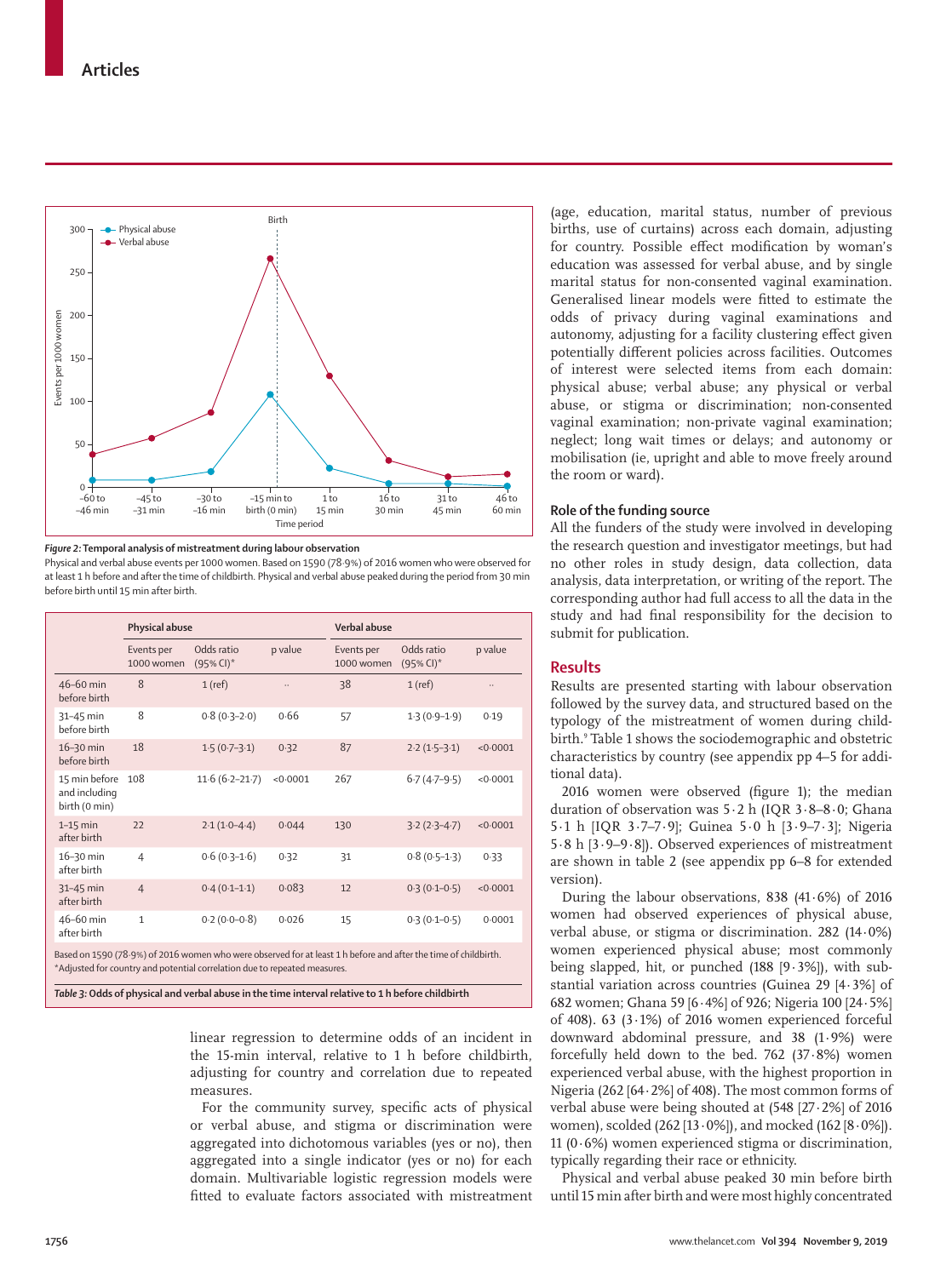Figure 2: Temporal analysis of mistreatment during labour observation

Physical and verbal abuse events per 1000 women. Based on 1590 (78·9%) of 2016 women who were observed for at least 1 h before and after the time of childbirth. Physical and verbal abuse peaked during the period from 30 min before birth until 15 min after birth.

| | Physical abuse | | | Verbal abuse | | |
|---|---|---|---|---|---|---|
| | Events per 1000 women | Odds ratio (95% CI)* | p value | Events per 1000 women | Odds ratio (95% CI)* | p value |
| 46–60 min before birth | 8 | 1 (ref) | .. | 38 | 1 (ref) | .. |
| 31–45 min before birth | 8 | 0·8 (0·3–2·0) | 0·66 | 57 | 1·3 (0·9–1·9) | 0·19 |
| 16–30 min before birth | 18 | 1·5 (0·7–3·1) | 0·32 | 87 | 2·2 (1·5–3·1) | <0·0001 |
| 15 min before and including birth (0 min) | 108 | 11·6 (6·2–21·7) | <0·0001 | 267 | 6·7 (4·7–9·5) | <0·0001 |
| 1–15 min after birth | 22 | 2·1 (1·0–4·4) | 0·044 | 130 | 3·2 (2·3–4·7) | <0·0001 |
| 16–30 min after birth | 4 | 0·6 (0·3–1·6) | 0·32 | 31 | 0·8 (0·5–1·3) | 0·33 |
| 31–45 min after birth | 4 | 0·4 (0·1–1·1) | 0·083 | 12 | 0·3 (0·1–0·5) | <0·0001 |
| 46–60 min after birth | 1 | 0·2 (0·0–0·8) | 0·026 | 15 | 0·3 (0·1–0·5) | 0·0001 |

Based on 1590 (78·9%) of 2016 women who were observed for at least 1 h before and after the time of childbirth. *Adjusted for country and potential correlation due to repeated measures.

Table 3: Odds of physical and verbal abuse in the time interval relative to 1 h before childbirth

linear regression to determine odds of an incident in the 15-min interval, relative to 1 h before childbirth, adjusting for country and correlation due to repeated measures.

For the community survey, specific acts of physical or verbal abuse, and stigma or discrimination were aggregated into dichotomous variables (yes or no), then aggregated into a single indicator (yes or no) for each domain. Multivariable logistic regression models were fitted to evaluate factors associated with mistreatment (age, education, marital status, number of previous births, use of curtains) across each domain, adjusting for country. Possible effect modification by woman's education was assessed for verbal abuse, and by single marital status for non-consented vaginal examination. Generalised linear models were fitted to estimate the odds of privacy during vaginal examinations and autonomy, adjusting for a facility clustering effect given potentially different policies across facilities. Outcomes of interest were selected items from each domain: physical abuse; verbal abuse; any physical or verbal abuse, or stigma or discrimination; non-consented vaginal examination; non-private vaginal examination; neglect; long wait times or delays; and autonomy or mobilisation (ie, upright and able to move freely around the room or ward).

### Role of the funding source

All the funders of the study were involved in developing the research question and investigator meetings, but had no other roles in study design, data collection, data analysis, data interpretation, or writing of the report. The corresponding author had full access to all the data in the study and had final responsibility for the decision to submit for publication.

## Results

Results are presented starting with labour observation followed by the survey data, and structured based on the typology of the mistreatment of women during childbirth.[9] Table 1 shows the sociodemographic and obstetric characteristics by country (see appendix pp 4–5 for additional data).

2016 women were observed (figure 1); the median duration of observation was 5·2 h (IQR 3·8–8·0; Ghana 5·1 h [IQR 3·7–7·9]; Guinea 5·0 h [3·9–7·3]; Nigeria 5·8 h [3·9–9·8]). Observed experiences of mistreatment are shown in table 2 (see appendix pp 6–8 for extended version).

During the labour observations, 838 (41·6%) of 2016 women had observed experiences of physical abuse, verbal abuse, or stigma or discrimination. 282 (14·0%) women experienced physical abuse; most commonly being slapped, hit, or punched (188 [9·3%]), with substantial variation across countries (Guinea 29 [4·3%] of 682 women; Ghana 59 [6·4%] of 926; Nigeria 100 [24·5%] of 408). 63 (3·1%) of 2016 women experienced forceful downward abdominal pressure, and 38 (1·9%) were forcefully held down to the bed. 762 (37·8%) women experienced verbal abuse, with the highest proportion in Nigeria (262 [64·2%] of 408). The most common forms of verbal abuse were being shouted at (548 [27·2%] of 2016 women), scolded (262 [13·0%]), and mocked (162 [8·0%]). 11 (0·6%) women experienced stigma or discrimination, typically regarding their race or ethnicity.

Physical and verbal abuse peaked 30 min before birth until 15 min after birth and were most highly concentrated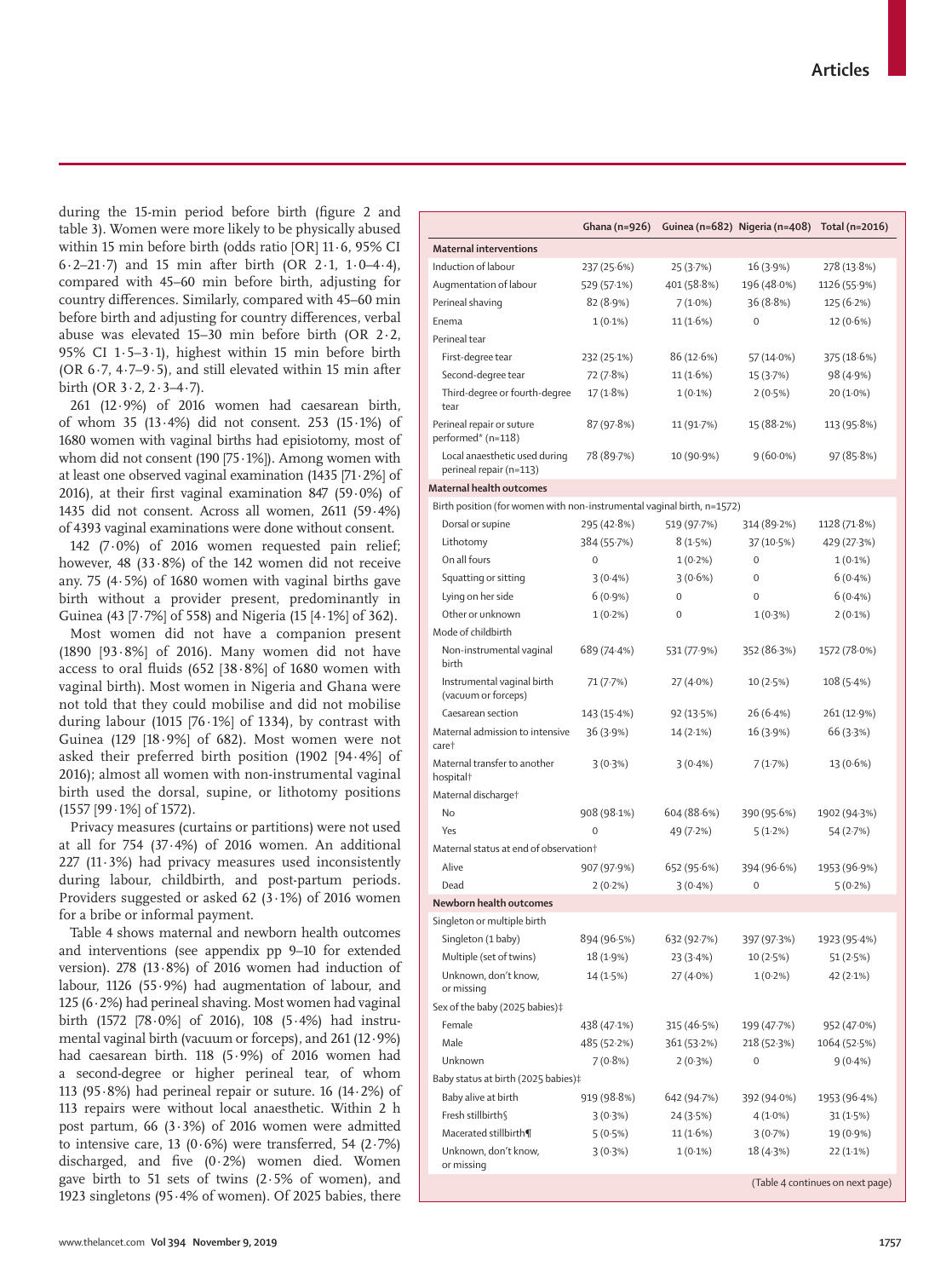during the 15-min period before birth (figure 2 and table 3). Women were more likely to be physically abused within 15 min before birth (odds ratio [OR] 11·6, 95% CI 6·2–21·7) and 15 min after birth (OR 2·1, 1·0–4·4), compared with 45–60 min before birth, adjusting for country differences. Similarly, compared with 45–60 min before birth and adjusting for country differences, verbal abuse was elevated 15–30 min before birth (OR 2·2, 95% CI 1·5–3·1), highest within 15 min before birth (OR 6·7, 4·7–9·5), and still elevated within 15 min after birth (OR 3·2, 2·3–4·7).

261 (12·9%) of 2016 women had caesarean birth, of whom 35 (13·4%) did not consent. 253 (15·1%) of 1680 women with vaginal births had episiotomy, most of whom did not consent (190 [75·1%]). Among women with at least one observed vaginal examination (1435 [71·2%] of 2016), at their first vaginal examination 847 (59·0%) of 1435 did not consent. Across all women, 2611 (59·4%) of 4393 vaginal examinations were done without consent.

142 (7·0%) of 2016 women requested pain relief; however, 48 (33·8%) of the 142 women did not receive any. 75 (4·5%) of 1680 women with vaginal births gave birth without a provider present, predominantly in Guinea (43 [7·7%] of 558) and Nigeria (15 [4·1%] of 362).

Most women did not have a companion present (1890 [93·8%] of 2016). Many women did not have access to oral fluids (652 [38·8%] of 1680 women with vaginal birth). Most women in Nigeria and Ghana were not told that they could mobilise and did not mobilise during labour (1015 [76·1%] of 1334), by contrast with Guinea (129 [18·9%] of 682). Most women were not asked their preferred birth position (1902 [94·4%] of 2016); almost all women with non-instrumental vaginal birth used the dorsal, supine, or lithotomy positions (1557 [99·1%] of 1572).

Privacy measures (curtains or partitions) were not used at all for 754 (37·4%) of 2016 women. An additional 227 (11·3%) had privacy measures used inconsistently during labour, childbirth, and post-partum periods. Providers suggested or asked 62 (3·1%) of 2016 women for a bribe or informal payment.

Table 4 shows maternal and newborn health outcomes and interventions (see appendix pp 9–10 for extended version). 278 (13·8%) of 2016 women had induction of labour, 1126 (55·9%) had augmentation of labour, and 125 (6·2%) had perineal shaving. Most women had vaginal birth (1572 [78·0%] of 2016), 108 (5·4%) had instrumental vaginal birth (vacuum or forceps), and 261 (12·9%) had caesarean birth. 118 (5·9%) of 2016 women had a second-degree or higher perineal tear, of whom 113 (95·8%) had perineal repair or suture. 16 (14·2%) of 113 repairs were without local anaesthetic. Within 2 h post partum, 66 (3·3%) of 2016 women were admitted to intensive care, 13 (0·6%) were transferred, 54 (2·7%) discharged, and five (0·2%) women died. Women gave birth to 51 sets of twins (2·5% of women), and 1923 singletons (95·4% of women). Of 2025 babies, there

| | Ghana (n=926) | Guinea (n=682) | Nigeria (n=408) | Total (n=2016) |
|---|---|---|---|---|
| **Maternal interventions** | | | | |
| Induction of labour | 237 (25·6%) | 25 (3·7%) | 16 (3·9%) | 278 (13·8%) |
| Augmentation of labour | 529 (57·1%) | 401 (58·8%) | 196 (48·0%) | 1126 (55·9%) |
| Perineal shaving | 82 (8·9%) | 7 (1·0%) | 36 (8·8%) | 125 (6·2%) |
| Enema | 1 (0·1%) | 11 (1·6%) | 0 | 12 (0·6%) |
| Perineal tear | | | | |
| First-degree tear | 232 (25·1%) | 86 (12·6%) | 57 (14·0%) | 375 (18·6%) |
| Second-degree tear | 72 (7·8%) | 11 (1·6%) | 15 (3·7%) | 98 (4·9%) |
| Third-degree or fourth-degree tear | 17 (1·8%) | 1 (0·1%) | 2 (0·5%) | 20 (1·0%) |
| Perineal repair or suture performed* (n=118) | 87 (97·8%) | 11 (91·7%) | 15 (88·2%) | 113 (95·8%) |
| Local anaesthetic used during perineal repair (n=113) | 78 (89·7%) | 10 (90·9%) | 9 (60·0%) | 97 (85·8%) |
| **Maternal health outcomes** | | | | |
| Birth position (for women with non-instrumental vaginal birth, n=1572) | | | | |
| Dorsal or supine | 295 (42·8%) | 519 (97·7%) | 314 (89·2%) | 1128 (71·8%) |
| Lithotomy | 384 (55·7%) | 8 (1·5%) | 37 (10·5%) | 429 (27·3%) |
| On all fours | 0 | 1 (0·2%) | 0 | 1 (0·1%) |
| Squatting or sitting | 3 (0·4%) | 3 (0·6%) | 0 | 6 (0·4%) |
| Lying on her side | 6 (0·9%) | 0 | 0 | 6 (0·4%) |
| Other or unknown | 1 (0·2%) | 0 | 1 (0·3%) | 2 (0·1%) |
| Mode of childbirth | | | | |
| Non-instrumental vaginal birth | 689 (74·4%) | 531 (77·9%) | 352 (86·3%) | 1572 (78·0%) |
| Instrumental vaginal birth (vacuum or forceps) | 71 (7·7%) | 27 (4·0%) | 10 (2·5%) | 108 (5·4%) |
| Caesarean section | 143 (15·4%) | 92 (13·5%) | 26 (6·4%) | 261 (12·9%) |
| Maternal admission to intensive care† | 36 (3·9%) | 14 (2·1%) | 16 (3·9%) | 66 (3·3%) |
| Maternal transfer to another hospital† | 3 (0·3%) | 3 (0·4%) | 7 (1·7%) | 13 (0·6%) |
| Maternal discharge† | | | | |
| No | 908 (98·1%) | 604 (88·6%) | 390 (95·6%) | 1902 (94·3%) |
| Yes | 0 | 49 (7·2%) | 5 (1·2%) | 54 (2·7%) |
| Maternal status at end of observation† | | | | |
| Alive | 907 (97·9%) | 652 (95·6%) | 394 (96·6%) | 1953 (96·9%) |
| Dead | 2 (0·2%) | 3 (0·4%) | 0 | 5 (0·2%) |
| **Newborn health outcomes** | | | | |
| Singleton or multiple birth | | | | |
| Singleton (1 baby) | 894 (96·5%) | 632 (92·7%) | 397 (97·3%) | 1923 (95·4%) |
| Multiple (set of twins) | 18 (1·9%) | 23 (3·4%) | 10 (2·5%) | 51 (2·5%) |
| Unknown, don't know, or missing | 14 (1·5%) | 27 (4·0%) | 1 (0·2%) | 42 (2·1%) |
| Sex of the baby (2025 babies)‡ | | | | |
| Female | 438 (47·1%) | 315 (46·5%) | 199 (47·7%) | 952 (47·0%) |
| Male | 485 (52·2%) | 361 (53·2%) | 218 (52·3%) | 1064 (52·5%) |
| Unknown | 7 (0·8%) | 2 (0·3%) | 0 | 9 (0·4%) |
| Baby status at birth (2025 babies)‡ | | | | |
| Baby alive at birth | 919 (98·8%) | 642 (94·7%) | 392 (94·0%) | 1953 (96·4%) |
| Fresh stillbirth§ | 3 (0·3%) | 24 (3·5%) | 4 (1·0%) | 31 (1·5%) |
| Macerated stillbirth¶ | 5 (0·5%) | 11 (1·6%) | 3 (0·7%) | 19 (0·9%) |
| Unknown, don't know, or missing | 3 (0·3%) | 1 (0·1%) | 18 (4·3%) | 22 (1·1%) |

(Table 4 continues on next page)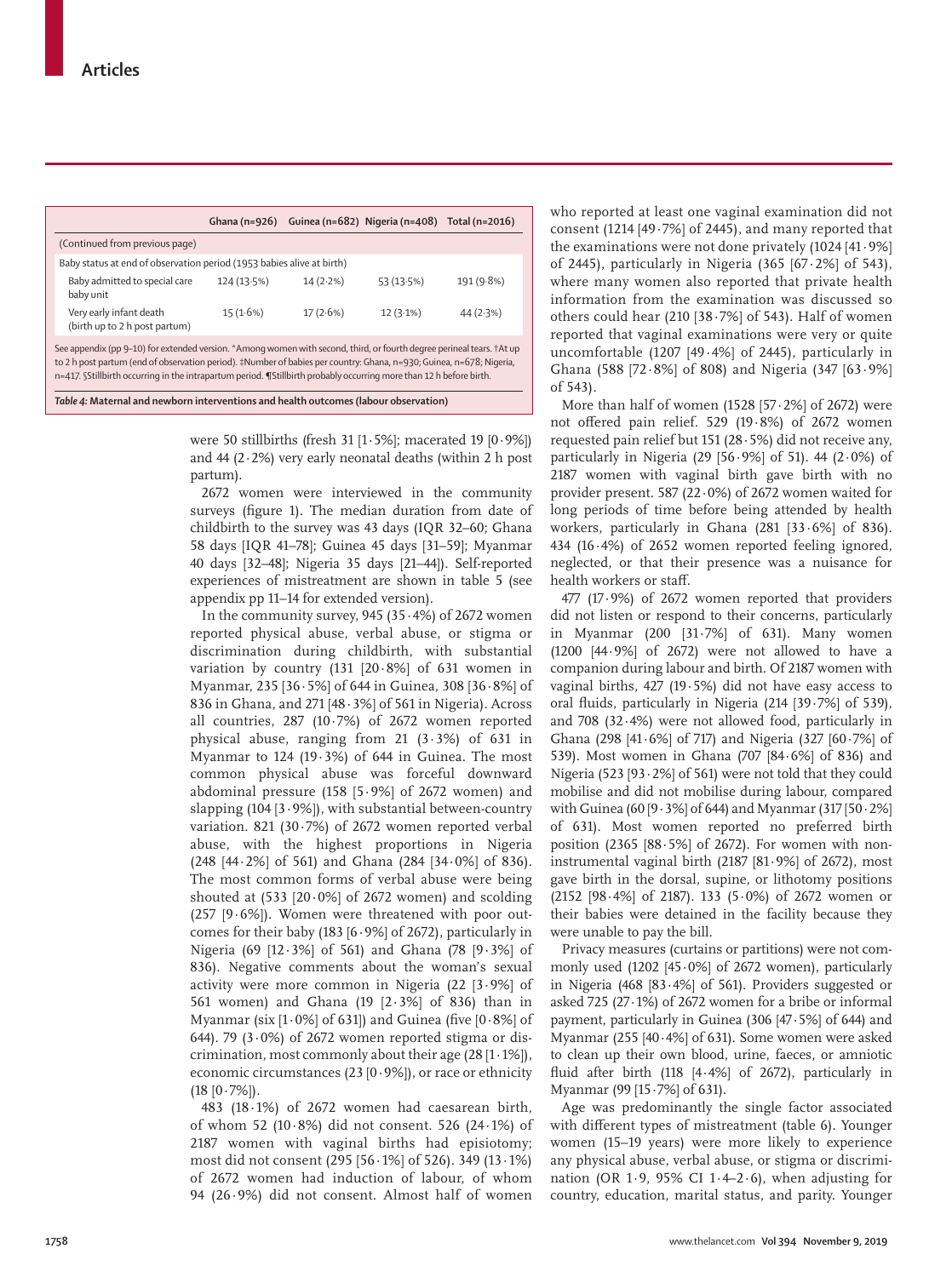| | Ghana (n=926) | Guinea (n=682) | Nigeria (n=408) | Total (n=2016) |
|---|---|---|---|---|
| (Continued from previous page) | | | | |
| Baby status at end of observation period (1953 babies alive at birth) | | | | |
| Baby admitted to special care baby unit | 124 (13·5%) | 14 (2·2%) | 53 (13·5%) | 191 (9·8%) |
| Very early infant death (birth up to 2 h post partum) | 15 (1·6%) | 17 (2·6%) | 12 (3·1%) | 44 (2·3%) |

See appendix (pp 9–10) for extended version. *Among women with second, third, or fourth degree perineal tears. †At up to 2 h post partum (end of observation period). ‡Number of babies per country: Ghana, n=930; Guinea, n=678; Nigeria, n=417. §Stillbirth occurring in the intrapartum period. ¶Stillbirth probably occurring more than 12 h before birth.

*Table 4:* **Maternal and newborn interventions and health outcomes (labour observation)**

were 50 stillbirths (fresh 31 [1·5%]; macerated 19 [0·9%]) and 44 (2·2%) very early neonatal deaths (within 2 h post partum).

2672 women were interviewed in the community surveys (figure 1). The median duration from date of childbirth to the survey was 43 days (IQR 32–60; Ghana 58 days [IQR 41–78]; Guinea 45 days [31–59]; Myanmar 40 days [32–48]; Nigeria 35 days [21–44]). Self-reported experiences of mistreatment are shown in table 5 (see appendix pp 11–14 for extended version).

In the community survey, 945 (35·4%) of 2672 women reported physical abuse, verbal abuse, or stigma or discrimination during childbirth, with substantial variation by country (131 [20·8%] of 631 women in Myanmar, 235 [36·5%] of 644 in Guinea, 308 [36·8%] of 836 in Ghana, and 271 [48·3%] of 561 in Nigeria). Across all countries, 287 (10·7%) of 2672 women reported physical abuse, ranging from 21 (3·3%) of 631 in Myanmar to 124 (19·3%) of 644 in Guinea. The most common physical abuse was forceful downward abdominal pressure (158 [5·9%] of 2672 women) and slapping (104 [3·9%]), with substantial between-country variation. 821 (30·7%) of 2672 women reported verbal abuse, with the highest proportions in Nigeria (248 [44·2%] of 561) and Ghana (284 [34·0%] of 836). The most common forms of verbal abuse were being shouted at (533 [20·0%] of 2672 women) and scolding (257 [9·6%]). Women were threatened with poor outcomes for their baby (183 [6·9%] of 2672), particularly in Nigeria (69 [12·3%] of 561) and Ghana (78 [9·3%] of 836). Negative comments about the woman's sexual activity were more common in Nigeria (22 [3·9%] of 561 women) and Ghana (19 [2·3%] of 836) than in Myanmar (six [1·0%] of 631]) and Guinea (five [0·8%] of 644). 79 (3·0%) of 2672 women reported stigma or discrimination, most commonly about their age (28 [1·1%]), economic circumstances (23 [0·9%]), or race or ethnicity (18 [0·7%]).

483 (18·1%) of 2672 women had caesarean birth, of whom 52 (10·8%) did not consent. 526 (24·1%) of 2187 women with vaginal births had episiotomy; most did not consent (295 [56·1%] of 526). 349 (13·1%) of 2672 women had induction of labour, of whom 94 (26·9%) did not consent. Almost half of women who reported at least one vaginal examination did not consent (1214 [49·7%] of 2445), and many reported that the examinations were not done privately (1024 [41·9%] of 2445), particularly in Nigeria (365 [67·2%] of 543), where many women also reported that private health information from the examination was discussed so others could hear (210 [38·7%] of 543). Half of women reported that vaginal examinations were very or quite uncomfortable (1207 [49·4%] of 2445), particularly in Ghana (588 [72·8%] of 808) and Nigeria (347 [63·9%] of 543).

More than half of women (1528 [57·2%] of 2672) were not offered pain relief. 529 (19·8%) of 2672 women requested pain relief but 151 (28·5%) did not receive any, particularly in Nigeria (29 [56·9%] of 51). 44 (2·0%) of 2187 women with vaginal birth gave birth with no provider present. 587 (22·0%) of 2672 women waited for long periods of time before being attended by health workers, particularly in Ghana (281 [33·6%] of 836). 434 (16·4%) of 2652 women reported feeling ignored, neglected, or that their presence was a nuisance for health workers or staff.

477 (17·9%) of 2672 women reported that providers did not listen or respond to their concerns, particularly in Myanmar (200 [31·7%] of 631). Many women (1200 [44·9%] of 2672) were not allowed to have a companion during labour and birth. Of 2187 women with vaginal births, 427 (19·5%) did not have easy access to oral fluids, particularly in Nigeria (214 [39·7%] of 539), and 708 (32·4%) were not allowed food, particularly in Ghana (298 [41·6%] of 717) and Nigeria (327 [60·7%] of 539). Most women in Ghana (707 [84·6%] of 836) and Nigeria (523 [93·2%] of 561) were not told that they could mobilise and did not mobilise during labour, compared with Guinea (60 [9·3%] of 644) and Myanmar (317 [50·2%] of 631). Most women reported no preferred birth position (2365 [88·5%] of 2672). For women with non-instrumental vaginal birth (2187 [81·9%] of 2672), most gave birth in the dorsal, supine, or lithotomy positions (2152 [98·4%] of 2187). 133 (5·0%) of 2672 women or their babies were detained in the facility because they were unable to pay the bill.

Privacy measures (curtains or partitions) were not commonly used (1202 [45·0%] of 2672 women), particularly in Nigeria (468 [83·4%] of 561). Providers suggested or asked 725 (27·1%) of 2672 women for a bribe or informal payment, particularly in Guinea (306 [47·5%] of 644) and Myanmar (255 [40·4%] of 631). Some women were asked to clean up their own blood, urine, faeces, or amniotic fluid after birth (118 [4·4%] of 2672), particularly in Myanmar (99 [15·7%] of 631).

Age was predominantly the single factor associated with different types of mistreatment (table 6). Younger women (15–19 years) were more likely to experience any physical abuse, verbal abuse, or stigma or discrimination (OR 1·9, 95% CI 1·4–2·6), when adjusting for country, education, marital status, and parity. Younger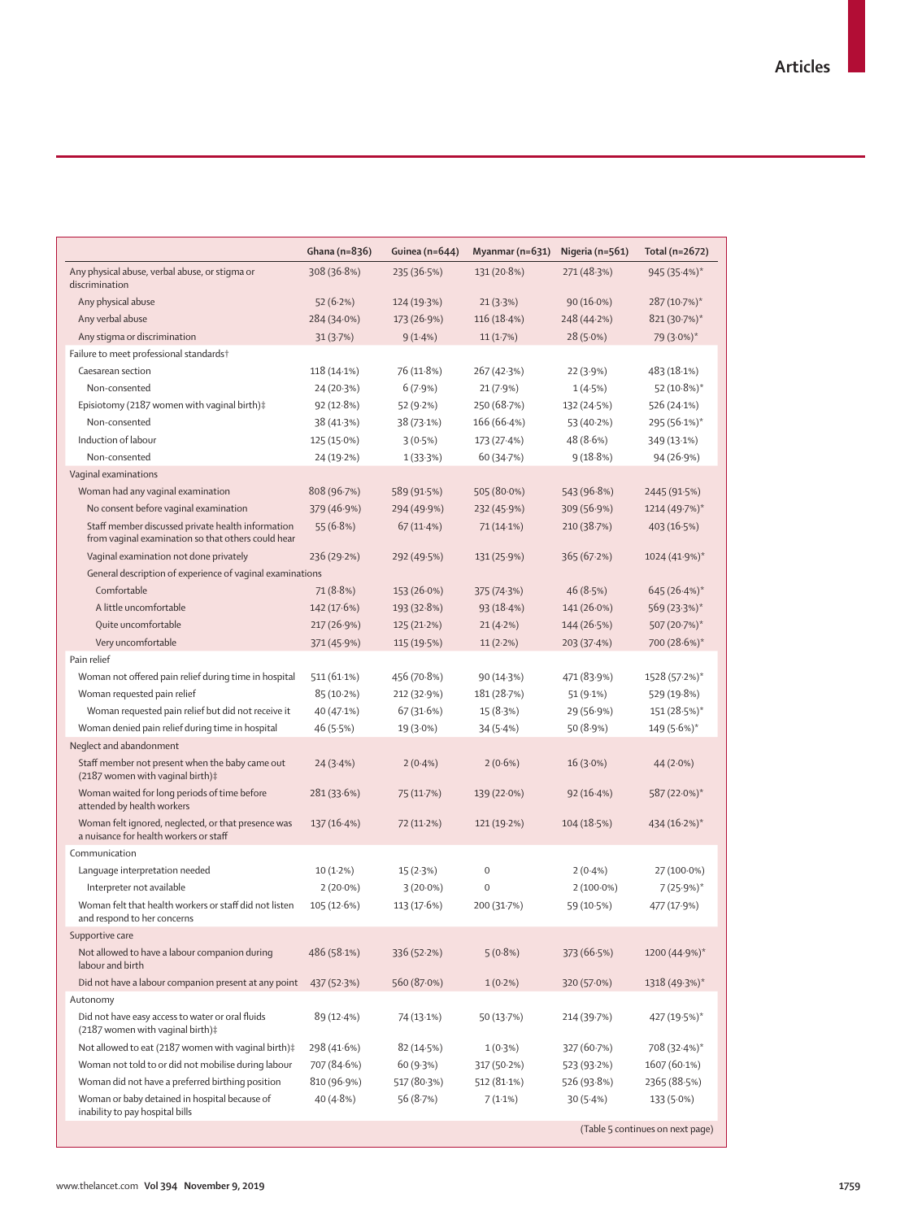| | Ghana (n=836) | Guinea (n=644) | Myanmar (n=631) | Nigeria (n=561) | Total (n=2672) |
|---|---|---|---|---|---|
| Any physical abuse, verbal abuse, or stigma or discrimination | 308 (36·8%) | 235 (36·5%) | 131 (20·8%) | 271 (48·3%) | 945 (35·4%)* |
| Any physical abuse | 52 (6·2%) | 124 (19·3%) | 21 (3·3%) | 90 (16·0%) | 287 (10·7%)* |
| Any verbal abuse | 284 (34·0%) | 173 (26·9%) | 116 (18·4%) | 248 (44·2%) | 821 (30·7%)* |
| Any stigma or discrimination | 31 (3·7%) | 9 (1·4%) | 11 (1·7%) | 28 (5·0%) | 79 (3·0%)* |
| Failure to meet professional standards† | | | | | |
| Caesarean section | 118 (14·1%) | 76 (11·8%) | 267 (42·3%) | 22 (3·9%) | 483 (18·1%) |
| Non-consented | 24 (20·3%) | 6 (7·9%) | 21 (7·9%) | 1 (4·5%) | 52 (10·8%)* |
| Episiotomy (2187 women with vaginal birth)‡ | 92 (12·8%) | 52 (9·2%) | 250 (68·7%) | 132 (24·5%) | 526 (24·1%) |
| Non-consented | 38 (41·3%) | 38 (73·1%) | 166 (66·4%) | 53 (40·2%) | 295 (56·1%)* |
| Induction of labour | 125 (15·0%) | 3 (0·5%) | 173 (27·4%) | 48 (8·6%) | 349 (13·1%) |
| Non-consented | 24 (19·2%) | 1 (33·3%) | 60 (34·7%) | 9 (18·8%) | 94 (26·9%) |
| Vaginal examinations | | | | | |
| Woman had any vaginal examination | 808 (96·7%) | 589 (91·5%) | 505 (80·0%) | 543 (96·8%) | 2445 (91·5%) |
| No consent before vaginal examination | 379 (46·9%) | 294 (49·9%) | 232 (45·9%) | 309 (56·9%) | 1214 (49·7%)* |
| Staff member discussed private health information from vaginal examination so that others could hear | 55 (6·8%) | 67 (11·4%) | 71 (14·1%) | 210 (38·7%) | 403 (16·5%) |
| Vaginal examination not done privately | 236 (29·2%) | 292 (49·5%) | 131 (25·9%) | 365 (67·2%) | 1024 (41·9%)* |
| General description of experience of vaginal examinations | | | | | |
| Comfortable | 71 (8·8%) | 153 (26·0%) | 375 (74·3%) | 46 (8·5%) | 645 (26·4%)* |
| A little uncomfortable | 142 (17·6%) | 193 (32·8%) | 93 (18·4%) | 141 (26·0%) | 569 (23·3%)* |
| Quite uncomfortable | 217 (26·9%) | 125 (21·2%) | 21 (4·2%) | 144 (26·5%) | 507 (20·7%)* |
| Very uncomfortable | 371 (45·9%) | 115 (19·5%) | 11 (2·2%) | 203 (37·4%) | 700 (28·6%)* |
| Pain relief | | | | | |
| Woman not offered pain relief during time in hospital | 511 (61·1%) | 456 (70·8%) | 90 (14·3%) | 471 (83·9%) | 1528 (57·2%)* |
| Woman requested pain relief | 85 (10·2%) | 212 (32·9%) | 181 (28·7%) | 51 (9·1%) | 529 (19·8%) |
| Woman requested pain relief but did not receive it | 40 (47·1%) | 67 (31·6%) | 15 (8·3%) | 29 (56·9%) | 151 (28·5%)* |
| Woman denied pain relief during time in hospital | 46 (5·5%) | 19 (3·0%) | 34 (5·4%) | 50 (8·9%) | 149 (5·6%)* |
| Neglect and abandonment | | | | | |
| Staff member not present when the baby came out (2187 women with vaginal birth)‡ | 24 (3·4%) | 2 (0·4%) | 2 (0·6%) | 16 (3·0%) | 44 (2·0%) |
| Woman waited for long periods of time before attended by health workers | 281 (33·6%) | 75 (11·7%) | 139 (22·0%) | 92 (16·4%) | 587 (22·0%)* |
| Woman felt ignored, neglected, or that presence was a nuisance for health workers or staff | 137 (16·4%) | 72 (11·2%) | 121 (19·2%) | 104 (18·5%) | 434 (16·2%)* |
| Communication | | | | | |
| Language interpretation needed | 10 (1·2%) | 15 (2·3%) | 0 | 2 (0·4%) | 27 (100·0%) |
| Interpreter not available | 2 (20·0%) | 3 (20·0%) | 0 | 2 (100·0%) | 7 (25·9%)* |
| Woman felt that health workers or staff did not listen and respond to her concerns | 105 (12·6%) | 113 (17·6%) | 200 (31·7%) | 59 (10·5%) | 477 (17·9%) |
| Supportive care | | | | | |
| Not allowed to have a labour companion during labour and birth | 486 (58·1%) | 336 (52·2%) | 5 (0·8%) | 373 (66·5%) | 1200 (44·9%)* |
| Did not have a labour companion present at any point | 437 (52·3%) | 560 (87·0%) | 1 (0·2%) | 320 (57·0%) | 1318 (49·3%)* |
| Autonomy | | | | | |
| Did not have easy access to water or oral fluids (2187 women with vaginal birth)‡ | 89 (12·4%) | 74 (13·1%) | 50 (13·7%) | 214 (39·7%) | 427 (19·5%)* |
| Not allowed to eat (2187 women with vaginal birth)‡ | 298 (41·6%) | 82 (14·5%) | 1 (0·3%) | 327 (60·7%) | 708 (32·4%)* |
| Woman not told to or did not mobilise during labour | 707 (84·6%) | 60 (9·3%) | 317 (50·2%) | 523 (93·2%) | 1607 (60·1%) |
| Woman did not have a preferred birthing position | 810 (96·9%) | 517 (80·3%) | 512 (81·1%) | 526 (93·8%) | 2365 (88·5%) |
| Woman or baby detained in hospital because of inability to pay hospital bills | 40 (4·8%) | 56 (8·7%) | 7 (1·1%) | 30 (5·4%) | 133 (5·0%) |

(Table 5 continues on next page)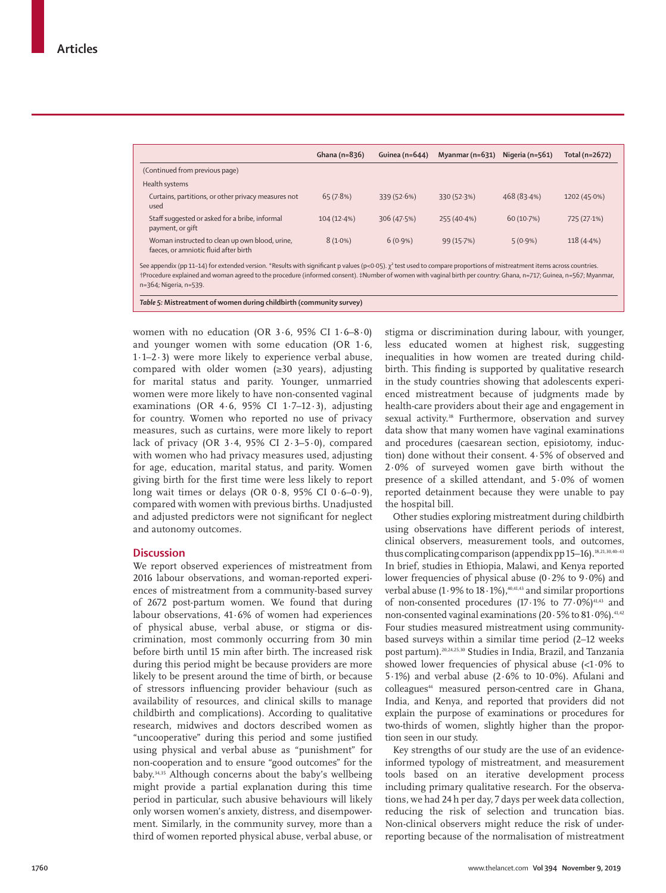| | Ghana (n=836) | Guinea (n=644) | Myanmar (n=631) | Nigeria (n=561) | Total (n=2672) |
|---|---|---|---|---|---|
| (Continued from previous page) | | | | | |
| Health systems | | | | | |
| Curtains, partitions, or other privacy measures not used | 65 (7·8%) | 339 (52·6%) | 330 (52·3%) | 468 (83·4%) | 1202 (45·0%) |
| Staff suggested or asked for a bribe, informal payment, or gift | 104 (12·4%) | 306 (47·5%) | 255 (40·4%) | 60 (10·7%) | 725 (27·1%) |
| Woman instructed to clean up own blood, urine, faeces, or amniotic fluid after birth | 8 (1·0%) | 6 (0·9%) | 99 (15·7%) | 5 (0·9%) | 118 (4·4%) |

See appendix (pp 11–14) for extended version. *Results with significant p values ($p<0·05$). $\chi^2$ test used to compare proportions of mistreatment items across countries. †Procedure explained and woman agreed to the procedure (informed consent). ‡Number of women with vaginal birth per country: Ghana, n=717; Guinea, n=567; Myanmar, n=364; Nigeria, n=539.

*Table 5:* **Mistreatment of women during childbirth (community survey)**

women with no education (OR 3·6, 95% CI 1·6–8·0) and younger women with some education (OR 1·6, 1·1–2·3) were more likely to experience verbal abuse, compared with older women (≥30 years), adjusting for marital status and parity. Younger, unmarried women were more likely to have non-consented vaginal examinations (OR 4·6, 95% CI 1·7–12·3), adjusting for country. Women who reported no use of privacy measures, such as curtains, were more likely to report lack of privacy (OR 3·4, 95% CI 2·3–5·0), compared with women who had privacy measures used, adjusting for age, education, marital status, and parity. Women giving birth for the first time were less likely to report long wait times or delays (OR 0·8, 95% CI 0·6–0·9), compared with women with previous births. Unadjusted and adjusted predictors were not significant for neglect and autonomy outcomes.

## Discussion

We report observed experiences of mistreatment from 2016 labour observations, and woman-reported experiences of mistreatment from a community-based survey of 2672 post-partum women. We found that during labour observations, 41·6% of women had experiences of physical abuse, verbal abuse, or stigma or discrimination, most commonly occurring from 30 min before birth until 15 min after birth. The increased risk during this period might be because providers are more likely to be present around the time of birth, or because of stressors influencing provider behaviour (such as availability of resources, and clinical skills to manage childbirth and complications). According to qualitative research, midwives and doctors described women as "uncooperative" during this period and some justified using physical and verbal abuse as "punishment" for non-cooperation and to ensure "good outcomes" for the baby.[34,35] Although concerns about the baby's wellbeing might provide a partial explanation during this time period in particular, such abusive behaviours will likely only worsen women's anxiety, distress, and disempowerment. Similarly, in the community survey, more than a third of women reported physical abuse, verbal abuse, or stigma or discrimination during labour, with younger, less educated women at highest risk, suggesting inequalities in how women are treated during childbirth. This finding is supported by qualitative research in the study countries showing that adolescents experienced mistreatment because of judgments made by health-care providers about their age and engagement in sexual activity.[38] Furthermore, observation and survey data show that many women have vaginal examinations and procedures (caesarean section, episiotomy, induction) done without their consent. 4·5% of observed and 2·0% of surveyed women gave birth without the presence of a skilled attendant, and 5·0% of women reported detainment because they were unable to pay the hospital bill.

Other studies exploring mistreatment during childbirth using observations have different periods of interest, clinical observers, measurement tools, and outcomes, thus complicating comparison (appendix pp 15–16).[18,21,30,40–43] In brief, studies in Ethiopia, Malawi, and Kenya reported lower frequencies of physical abuse (0·2% to 9·0%) and verbal abuse (1·9% to 18·1%),[40,41,43] and similar proportions of non-consented procedures (17·1% to 77·0%)[41,43] and non-consented vaginal examinations (20·5% to 81·0%).[41,42] Four studies measured mistreatment using community-based surveys within a similar time period (2–12 weeks post partum).[20,24,25,30] Studies in India, Brazil, and Tanzania showed lower frequencies of physical abuse (<1·0% to 5·1%) and verbal abuse (2·6% to 10·0%). Afulani and colleagues[44] measured person-centred care in Ghana, India, and Kenya, and reported that providers did not explain the purpose of examinations or procedures for two-thirds of women, slightly higher than the proportion seen in our study.

Key strengths of our study are the use of an evidence-informed typology of mistreatment, and measurement tools based on an iterative development process including primary qualitative research. For the observations, we had 24 h per day, 7 days per week data collection, reducing the risk of selection and truncation bias. Non-clinical observers might reduce the risk of underreporting because of the normalisation of mistreatment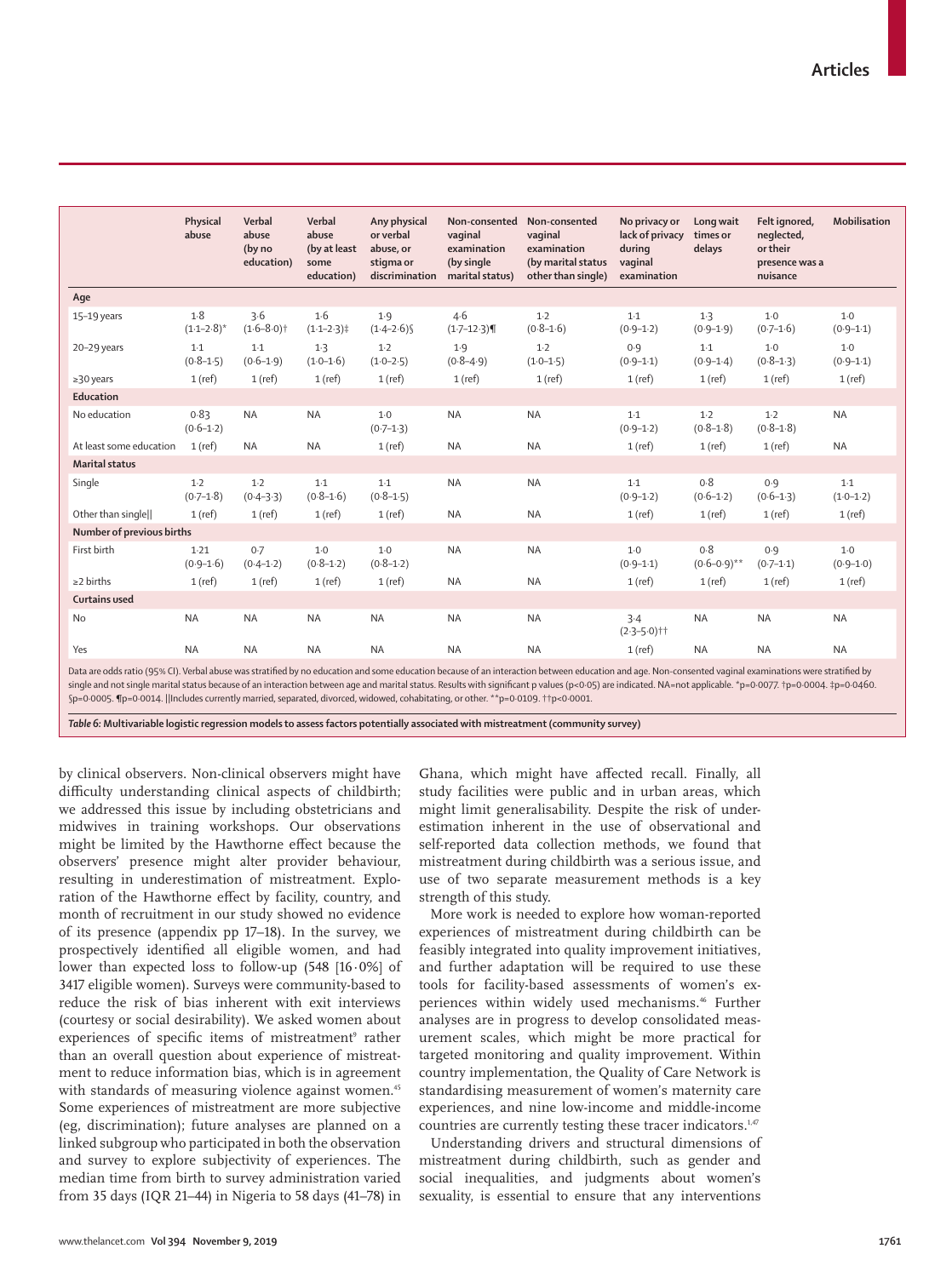| | Physical abuse | Verbal abuse (by no education) | Verbal abuse (by at least some education) | Any physical or verbal abuse, or stigma or discrimination | Non-consented vaginal examination (by single marital status) | Non-consented vaginal examination (by marital status other than single) | No privacy or lack of privacy during vaginal examination | Long wait times or delays | Felt ignored, neglected, or their presence was a nuisance | Mobilisation |
|---|---|---|---|---|---|---|---|---|---|---|
| **Age** | | | | | | | | | | |
| 15–19 years | 1·8 (1·1–2·8)* | 3·6 (1·6–8·0)† | 1·6 (1·1–2·3)‡ | 1·9 (1·4–2·6)§ | 4·6 (1·7–12·3)¶ | 1·2 (0·8–1·6) | 1·1 (0·9–1·2) | 1·3 (0·9–1·9) | 1·0 (0·7–1·6) | 1·0 (0·9–1·1) |
| 20–29 years | 1·1 (0·8–1·5) | 1·1 (0·6–1·9) | 1·3 (1·0–1·6) | 1·2 (1·0–2·5) | 1·9 (0·8–4·9) | 1·2 (1·0–1·5) | 0·9 (0·9–1·1) | 1·1 (0·9–1·4) | 1·0 (0·8–1·3) | 1·0 (0·9–1·1) |
| ≥30 years | 1 (ref) | 1 (ref) | 1 (ref) | 1 (ref) | 1 (ref) | 1 (ref) | 1 (ref) | 1 (ref) | 1 (ref) | 1 (ref) |
| **Education** | | | | | | | | | | |
| No education | 0·83 (0·6–1·2) | NA | NA | 1·0 (0·7–1·3) | NA | NA | 1·1 (0·9–1·2) | 1·2 (0·8–1·8) | 1·2 (0·8–1·8) | NA |
| At least some education | 1 (ref) | NA | NA | 1 (ref) | NA | NA | 1 (ref) | 1 (ref) | 1 (ref) | NA |
| **Marital status** | | | | | | | | | | |
| Single | 1·2 (0·7–1·8) | 1·2 (0·4–3·3) | 1·1 (0·8–1·6) | 1·1 (0·8–1·5) | NA | NA | 1·1 (0·9–1·2) | 0·8 (0·6–1·2) | 0·9 (0·6–1·3) | 1·1 (1·0–1·2) |
| Other than single‖ | 1 (ref) | 1 (ref) | 1 (ref) | 1 (ref) | NA | NA | 1 (ref) | 1 (ref) | 1 (ref) | 1 (ref) |
| **Number of previous births** | | | | | | | | | | |
| First birth | 1·21 (0·9–1·6) | 0·7 (0·4–1·2) | 1·0 (0·8–1·2) | 1·0 (0·8–1·2) | NA | NA | 1·0 (0·9–1·1) | 0·8 (0·6–0·9)** | 0·9 (0·7–1·1) | 1·0 (0·9–1·0) |
| ≥2 births | 1 (ref) | 1 (ref) | 1 (ref) | 1 (ref) | NA | NA | 1 (ref) | 1 (ref) | 1 (ref) | 1 (ref) |
| **Curtains used** | | | | | | | | | | |
| No | NA | NA | NA | NA | NA | NA | 3·4 (2·3–5·0)†† | NA | NA | NA |
| Yes | NA | NA | NA | NA | NA | NA | 1 (ref) | NA | NA | NA |

Data are odds ratio (95% CI). Verbal abuse was stratified by no education and some education because of an interaction between education and age. Non-consented vaginal examinations were stratified by single and not single marital status because of an interaction between age and marital status. Results with significant p values (p<0·05) are indicated. NA=not applicable. *p=0·0077. †p=0·0004. ‡p=0·0460. §p=0·0005. ¶p=0·0014. ‖Includes currently married, separated, divorced, widowed, cohabitating, or other. **p=0·0109. ††p<0·0001.

*Table 6:* **Multivariable logistic regression models to assess factors potentially associated with mistreatment (community survey)**

by clinical observers. Non-clinical observers might have difficulty understanding clinical aspects of childbirth; we addressed this issue by including obstetricians and midwives in training workshops. Our observations might be limited by the Hawthorne effect because the observers' presence might alter provider behaviour, resulting in underestimation of mistreatment. Exploration of the Hawthorne effect by facility, country, and month of recruitment in our study showed no evidence of its presence (appendix pp 17–18). In the survey, we prospectively identified all eligible women, and had lower than expected loss to follow-up (548 [16·0%] of 3417 eligible women). Surveys were community-based to reduce the risk of bias inherent with exit interviews (courtesy or social desirability). We asked women about experiences of specific items of mistreatment[9] rather than an overall question about experience of mistreatment to reduce information bias, which is in agreement with standards of measuring violence against women.[45] Some experiences of mistreatment are more subjective (eg, discrimination); future analyses are planned on a linked subgroup who participated in both the observation and survey to explore subjectivity of experiences. The median time from birth to survey administration varied from 35 days (IQR 21–44) in Nigeria to 58 days (41–78) in Ghana, which might have affected recall. Finally, all study facilities were public and in urban areas, which might limit generalisability. Despite the risk of underestimation inherent in the use of observational and self-reported data collection methods, we found that mistreatment during childbirth was a serious issue, and use of two separate measurement methods is a key strength of this study.

More work is needed to explore how woman-reported experiences of mistreatment during childbirth can be feasibly integrated into quality improvement initiatives, and further adaptation will be required to use these tools for facility-based assessments of women's experiences within widely used mechanisms.[46] Further analyses are in progress to develop consolidated measurement scales, which might be more practical for targeted monitoring and quality improvement. Within country implementation, the Quality of Care Network is standardising measurement of women's maternity care experiences, and nine low-income and middle-income countries are currently testing these tracer indicators.[1,47]

Understanding drivers and structural dimensions of mistreatment during childbirth, such as gender and social inequalities, and judgments about women's sexuality, is essential to ensure that any interventions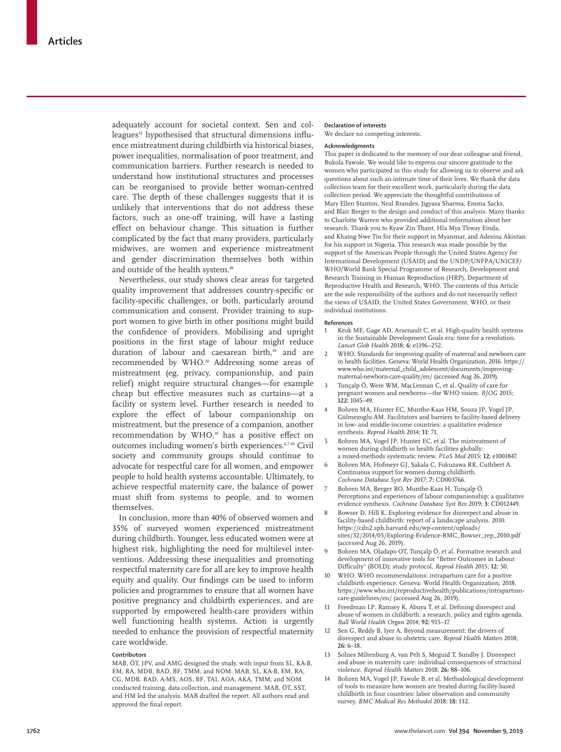adequately account for societal context. Sen and colleagues[12] hypothesised that structural dimensions influence mistreatment during childbirth via historical biases, power inequalities, normalisation of poor treatment, and communication barriers. Further research is needed to understand how institutional structures and processes can be reorganised to provide better woman-centred care. The depth of these challenges suggests that it is unlikely that interventions that do not address these factors, such as one-off training, will have a lasting effect on behaviour change. This situation is further complicated by the fact that many providers, particularly midwives, are women and experience mistreatment and gender discrimination themselves both within and outside of the health system.[48]

Nevertheless, our study shows clear areas for targeted quality improvement that addresses country-specific or facility-specific challenges, or both, particularly around communication and consent. Provider training to support women to give birth in other positions might build the confidence of providers. Mobilising and upright positions in the first stage of labour might reduce duration of labour and caesarean birth,[49] and are recommended by WHO.[10] Addressing some areas of mistreatment (eg, privacy, companionship, and pain relief) might require structural changes—for example cheap but effective measures such as curtains—at a facility or system level. Further research is needed to explore the effect of labour companionship on mistreatment, but the presence of a companion, another recommendation by WHO,[10] has a positive effect on outcomes including women's birth experiences.[6,7,50] Civil society and community groups should continue to advocate for respectful care for all women, and empower people to hold health systems accountable. Ultimately, to achieve respectful maternity care, the balance of power must shift from systems to people, and to women themselves.

In conclusion, more than 40% of observed women and 35% of surveyed women experienced mistreatment during childbirth. Younger, less educated women were at highest risk, highlighting the need for multilevel interventions. Addressing these inequalities and promoting respectful maternity care for all are key to improve health equity and quality. Our findings can be used to inform policies and programmes to ensure that all women have positive pregnancy and childbirth experiences, and are supported by empowered health-care providers within well functioning health systems. Action is urgently needed to enhance the provision of respectful maternity care worldwide.

#### Contributors

MAB, ÖT, JPV, and AMG designed the study, with input from SL, KA-B, EM, RA, MDB, BAD, BF, TMM, and NOM. MAB, SL, KA-B, EM, RA, CG, MDB, BAD, A-MS, AOS, BF, TAI, AOA, AKA, TMM, and NOM conducted training, data collection, and management. MAB, ÖT, SST, and HM led the analysis. MAB drafted the report. All authors read and approved the final report.

#### Declaration of interests

We declare no competing interests.

#### Acknowledgments

This paper is dedicated to the memory of our dear colleague and friend, Bukola Fawole. We would like to express our sincere gratitude to the women who participated in this study for allowing us to observe and ask questions about such an intimate time of their lives. We thank the data collection team for their excellent work, particularly during the data collection period. We appreciate the thoughtful contributions of Mary Ellen Stanton, Neal Brandes, Jigyasa Sharma, Emma Sacks, and Blair Berger to the design and conduct of this analysis. Many thanks to Charlotte Warren who provided additional information about her research. Thank you to Kyaw Zin Thant, Hla Mya Thway Einda, and Khaing Nwe Tin for their support in Myanmar, and Adesina Akintan for his support in Nigeria. This research was made possible by the support of the American People through the United States Agency for International Development (USAID) and the UNDP/UNFPA/UNICEF/WHO/World Bank Special Programme of Research, Development and Research Training in Human Reproduction (HRP), Department of Reproductive Health and Research, WHO. The contents of this Article are the sole responsibility of the authors and do not necessarily reflect the views of USAID, the United States Government, WHO, or their individual institutions.

#### References

1. Kruk ME, Gage AD, Arsenault C, et al. High-quality health systems in the Sustainable Development Goals era: time for a revolution. *Lancet Glob Health* 2018; **6:** e1196–252.
2. WHO. Standards for improving quality of maternal and newborn care in health facilities. Geneva: World Health Organization, 2016. https://www.who.int/maternal_child_adolescent/documents/improving-maternal-newborn-care-quality/en/ (accessed Aug 26, 2019).
3. Tunçalp Ö, Were WM, MacLennan C, et al. Quality of care for pregnant women and newborns—the WHO vision. *BJOG* 2015; **122:** 1045–49.
4. Bohren MA, Hunter EC, Munthe-Kaas HM, Souza JP, Vogel JP, Gülmezoglu AM. Facilitators and barriers to facility-based delivery in low- and middle-income countries: a qualitative evidence synthesis. *Reprod Health* 2014; **11:** 71.
5. Bohren MA, Vogel JP, Hunter EC, et al. The mistreatment of women during childbirth in health facilities globally: a mixed-methods systematic review. *PLoS Med* 2015; **12:** e1001847.
6. Bohren MA, Hofmeyr GJ, Sakala C, Fukuzawa RK, Cuthbert A. Continuous support for women during childbirth. *Cochrane Database Syst Rev* 2017; **7:** CD003766.
7. Bohren MA, Berger BO, Munthe-Kaas H, Tunçalp Ö. Perceptions and experiences of labour companionship: a qualitative evidence synthesis. *Cochrane Database Syst Rev* 2019; **3:** CD012449.
8. Bowser D, Hill K. Exploring evidence for disrespect and abuse in facility-based childbirth: report of a landscape analysis. 2010. https://cdn2.sph.harvard.edu/wp-content/uploads/sites/32/2014/05/Exploring-Evidence-RMC_Bowser_rep_2010.pdf (accessed Aug 26, 2019).
9. Bohren MA, Oladapo OT, Tunçalp Ö, et al. Formative research and development of innovative tools for "Better Outcomes in Labour Difficulty" (BOLD): study protocol. *Reprod Health* 2015; **12:** 50.
10. WHO. WHO recommendations: intrapartum care for a postive childbirth experience. Geneva: World Health Organization, 2018. https://www.who.int/reproductivehealth/publications/intrapartum-care-guidelines/en/ (accessed Aug 26, 2019).
11. Freedman LP, Ramsey K, Abuya T, et al. Defining disrespect and abuse of women in childbirth: a research, policy and rights agenda. *Bull World Health Organ* 2014; **92:** 915–17.
12. Sen G, Reddy B, Iyer A. Beyond measurement: the drivers of disrespect and abuse in obstetric care. *Reprod Health Matters* 2018; **26:** 6–18.
13. Solnes Miltenburg A, van Pelt S, Meguid T, Sundby J. Disrespect and abuse in maternity care: individual consequences of structural violence. *Reprod Health Matters* 2018; **26:** 88–106.
14. Bohren MA, Vogel JP, Fawole B, et al. Methodological development of tools to measure how women are treated during facility-based childbirth in four countries: labor observation and community survey. *BMC Medical Res Methodol* 2018; **18:** 132.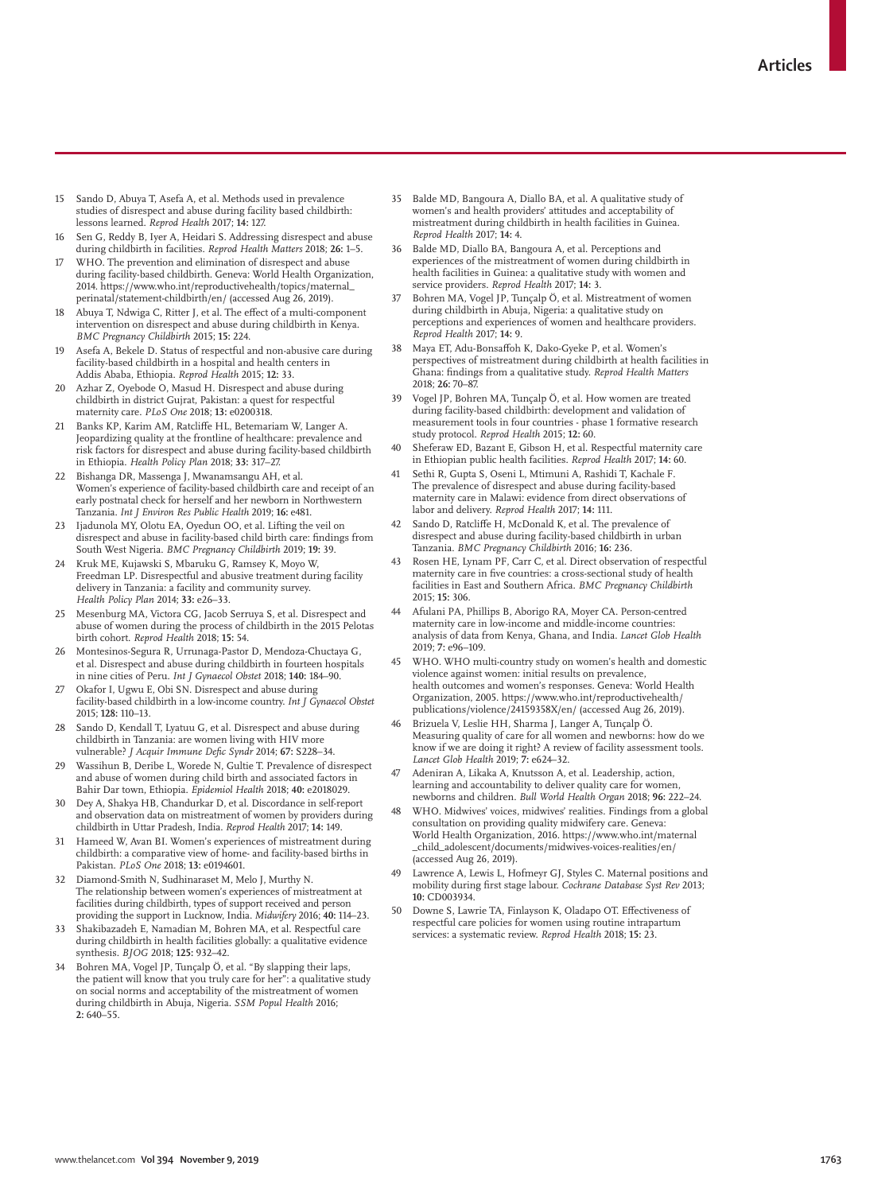15. Sando D, Abuya T, Asefa A, et al. Methods used in prevalence studies of disrespect and abuse during facility based childbirth: lessons learned. *Reprod Health* 2017; **14:** 127.
16. Sen G, Reddy B, Iyer A, Heidari S. Addressing disrespect and abuse during childbirth in facilities. *Reprod Health Matters* 2018; **26:** 1–5.
17. WHO. The prevention and elimination of disrespect and abuse during facility-based childbirth. Geneva: World Health Organization, 2014. https://www.who.int/reproductivehealth/topics/maternal_perinatal/statement-childbirth/en/ (accessed Aug 26, 2019).
18. Abuya T, Ndwiga C, Ritter J, et al. The effect of a multi-component intervention on disrespect and abuse during childbirth in Kenya. *BMC Pregnancy Childbirth* 2015; **15:** 224.
19. Asefa A, Bekele D. Status of respectful and non-abusive care during facility-based childbirth in a hospital and health centers in Addis Ababa, Ethiopia. *Reprod Health* 2015; **12:** 33.
20. Azhar Z, Oyebode O, Masud H. Disrespect and abuse during childbirth in district Gujrat, Pakistan: a quest for respectful maternity care. *PLoS One* 2018; **13:** e0200318.
21. Banks KP, Karim AM, Ratcliffe HL, Betemariam W, Langer A. Jeopardizing quality at the frontline of healthcare: prevalence and risk factors for disrespect and abuse during facility-based childbirth in Ethiopia. *Health Policy Plan* 2018; **33:** 317–27.
22. Bishanga DR, Massenga J, Mwanamsangu AH, et al. Women's experience of facility-based childbirth care and receipt of an early postnatal check for herself and her newborn in Northwestern Tanzania. *Int J Environ Res Public Health* 2019; **16:** e481.
23. Ijadunola MY, Olotu EA, Oyedun OO, et al. Lifting the veil on disrespect and abuse in facility-based child birth care: findings from South West Nigeria. *BMC Pregnancy Childbirth* 2019; **19:** 39.
24. Kruk ME, Kujawski S, Mbaruku G, Ramsey K, Moyo W, Freedman LP. Disrespectful and abusive treatment during facility delivery in Tanzania: a facility and community survey. *Health Policy Plan* 2014; **33:** e26–33.
25. Mesenburg MA, Victora CG, Jacob Serruya S, et al. Disrespect and abuse of women during the process of childbirth in the 2015 Pelotas birth cohort. *Reprod Health* 2018; **15:** 54.
26. Montesinos-Segura R, Urrunaga-Pastor D, Mendoza-Chuctaya G, et al. Disrespect and abuse during childbirth in fourteen hospitals in nine cities of Peru. *Int J Gynaecol Obstet* 2018; **140:** 184–90.
27. Okafor I, Ugwu E, Obi SN. Disrespect and abuse during facility-based childbirth in a low-income country. *Int J Gynaecol Obstet* 2015; **128:** 110–13.
28. Sando D, Kendall T, Lyatuu G, et al. Disrespect and abuse during childbirth in Tanzania: are women living with HIV more vulnerable? *J Acquir Immune Defic Syndr* 2014; **67:** S228–34.
29. Wassihun B, Deribe L, Worede N, Gultie T. Prevalence of disrespect and abuse of women during child birth and associated factors in Bahir Dar town, Ethiopia. *Epidemiol Health* 2018; **40:** e2018029.
30. Dey A, Shakya HB, Chandurkar D, et al. Discordance in self-report and observation data on mistreatment of women by providers during childbirth in Uttar Pradesh, India. *Reprod Health* 2017; **14:** 149.
31. Hameed W, Avan BI. Women's experiences of mistreatment during childbirth: a comparative view of home- and facility-based births in Pakistan. *PLoS One* 2018; **13:** e0194601.
32. Diamond-Smith N, Sudhinaraset M, Melo J, Murthy N. The relationship between women's experiences of mistreatment at facilities during childbirth, types of support received and person providing the support in Lucknow, India. *Midwifery* 2016; **40:** 114–23.
33. Shakibazadeh E, Namadian M, Bohren MA, et al. Respectful care during childbirth in health facilities globally: a qualitative evidence synthesis. *BJOG* 2018; **125:** 932–42.
34. Bohren MA, Vogel JP, Tunçalp Ö, et al. "By slapping their laps, the patient will know that you truly care for her": a qualitative study on social norms and acceptability of the mistreatment of women during childbirth in Abuja, Nigeria. *SSM Popul Health* 2016; **2:** 640–55.
35. Balde MD, Bangoura A, Diallo BA, et al. A qualitative study of women's and health providers' attitudes and acceptability of mistreatment during childbirth in health facilities in Guinea. *Reprod Health* 2017; **14:** 4.
36. Balde MD, Diallo BA, Bangoura A, et al. Perceptions and experiences of the mistreatment of women during childbirth in health facilities in Guinea: a qualitative study with women and service providers. *Reprod Health* 2017; **14:** 3.
37. Bohren MA, Vogel JP, Tunçalp Ö, et al. Mistreatment of women during childbirth in Abuja, Nigeria: a qualitative study on perceptions and experiences of women and healthcare providers. *Reprod Health* 2017; **14:** 9.
38. Maya ET, Adu-Bonsaffoh K, Dako-Gyeke P, et al. Women's perspectives of mistreatment during childbirth at health facilities in Ghana: findings from a qualitative study. *Reprod Health Matters* 2018; **26:** 70–87.
39. Vogel JP, Bohren MA, Tunçalp Ö, et al. How women are treated during facility-based childbirth: development and validation of measurement tools in four countries - phase 1 formative research study protocol. *Reprod Health* 2015; **12:** 60.
40. Sheferaw ED, Bazant E, Gibson H, et al. Respectful maternity care in Ethiopian public health facilities. *Reprod Health* 2017; **14:** 60.
41. Sethi R, Gupta S, Oseni L, Mtimuni A, Rashidi T, Kachale F. The prevalence of disrespect and abuse during facility-based maternity care in Malawi: evidence from direct observations of labor and delivery. *Reprod Health* 2017; **14:** 111.
42. Sando D, Ratcliffe H, McDonald K, et al. The prevalence of disrespect and abuse during facility-based childbirth in urban Tanzania. *BMC Pregnancy Childbirth* 2016; **16:** 236.
43. Rosen HE, Lynam PF, Carr C, et al. Direct observation of respectful maternity care in five countries: a cross-sectional study of health facilities in East and Southern Africa. *BMC Pregnancy Childbirth* 2015; **15:** 306.
44. Afulani PA, Phillips B, Aborigo RA, Moyer CA. Person-centred maternity care in low-income and middle-income countries: analysis of data from Kenya, Ghana, and India. *Lancet Glob Health* 2019; **7:** e96–109.
45. WHO. WHO multi-country study on women's health and domestic violence against women: initial results on prevalence, health outcomes and women's responses. Geneva: World Health Organization, 2005. https://www.who.int/reproductivehealth/publications/violence/24159358X/en/ (accessed Aug 26, 2019).
46. Brizuela V, Leslie HH, Sharma J, Langer A, Tunçalp Ö. Measuring quality of care for all women and newborns: how do we know if we are doing it right? A review of facility assessment tools. *Lancet Glob Health* 2019; **7:** e624–32.
47. Adeniran A, Likaka A, Knutsson A, et al. Leadership, action, learning and accountability to deliver quality care for women, newborns and children. *Bull World Health Organ* 2018; **96:** 222–24.
48. WHO. Midwives' voices, midwives' realities. Findings from a global consultation on providing quality midwifery care. Geneva: World Health Organization, 2016. https://www.who.int/maternal_child_adolescent/documents/midwives-voices-realities/en/ (accessed Aug 26, 2019).
49. Lawrence A, Lewis L, Hofmeyr GJ, Styles C. Maternal positions and mobility during first stage labour. *Cochrane Database Syst Rev* 2013; **10:** CD003934.
50. Downe S, Lawrie TA, Finlayson K, Oladapo OT. Effectiveness of respectful care policies for women using routine intrapartum services: a systematic review. *Reprod Health* 2018; **15:** 23.